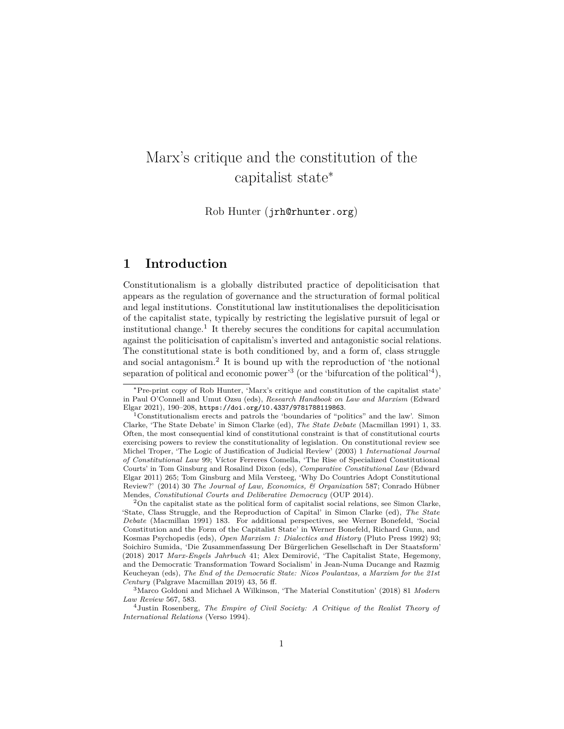# Marx's critique and the constitution of the capitalist state[*]

Rob Hunter (`jrh@rhunter.org`)

## 1 Introduction

Constitutionalism is a globally distributed practice of depoliticisation that appears as the regulation of governance and the structuration of formal political and legal institutions. Constitutional law institutionalises the depoliticisation of the capitalist state, typically by restricting the legislative pursuit of legal or institutional change.[1] It thereby secures the conditions for capital accumulation against the politicisation of capitalism's inverted and antagonistic social relations. The constitutional state is both conditioned by, and a form of, class struggle and social antagonism.[2] It is bound up with the reproduction of 'the notional separation of political and economic power'[3] (or the 'bifurcation of the political'[4]),

---

[*] Pre-print copy of Rob Hunter, 'Marx's critique and constitution of the capitalist state' in Paul O'Connell and Umut Ozsu (eds), *Research Handbook on Law and Marxism* (Edward Elgar 2021), 190–208, `https://doi.org/10.4337/9781788119863`.

[1] Constitutionalism erects and patrols the 'boundaries of "politics" and the law'. Simon Clarke, 'The State Debate' in Simon Clarke (ed), *The State Debate* (Macmillan 1991) 1, 33. Often, the most consequential kind of constitutional constraint is that of constitutional courts exercising powers to review the constitutionality of legislation. On constitutional review see Michel Troper, 'The Logic of Justification of Judicial Review' (2003) 1 *International Journal of Constitutional Law* 99; Víctor Ferreres Comella, 'The Rise of Specialized Constitutional Courts' in Tom Ginsburg and Rosalind Dixon (eds), *Comparative Constitutional Law* (Edward Elgar 2011) 265; Tom Ginsburg and Mila Versteeg, 'Why Do Countries Adopt Constitutional Review?' (2014) 30 *The Journal of Law, Economics, & Organization* 587; Conrado Hübner Mendes, *Constitutional Courts and Deliberative Democracy* (OUP 2014).

[2] On the capitalist state as the political form of capitalist social relations, see Simon Clarke, 'State, Class Struggle, and the Reproduction of Capital' in Simon Clarke (ed), *The State Debate* (Macmillan 1991) 183. For additional perspectives, see Werner Bonefeld, 'Social Constitution and the Form of the Capitalist State' in Werner Bonefeld, Richard Gunn, and Kosmas Psychopedis (eds), *Open Marxism 1: Dialectics and History* (Pluto Press 1992) 93; Soichiro Sumida, 'Die Zusammenfassung Der Bürgerlichen Gesellschaft in Der Staatsform' (2018) 2017 *Marx-Engels Jahrbuch* 41; Alex Demirović, 'The Capitalist State, Hegemony, and the Democratic Transformation Toward Socialism' in Jean-Numa Ducange and Razmig Keucheyan (eds), *The End of the Democratic State: Nicos Poulantzas, a Marxism for the 21st Century* (Palgrave Macmillan 2019) 43, 56 ff.

[3] Marco Goldoni and Michael A Wilkinson, 'The Material Constitution' (2018) 81 *Modern Law Review* 567, 583.

[4] Justin Rosenberg, *The Empire of Civil Society: A Critique of the Realist Theory of International Relations* (Verso 1994).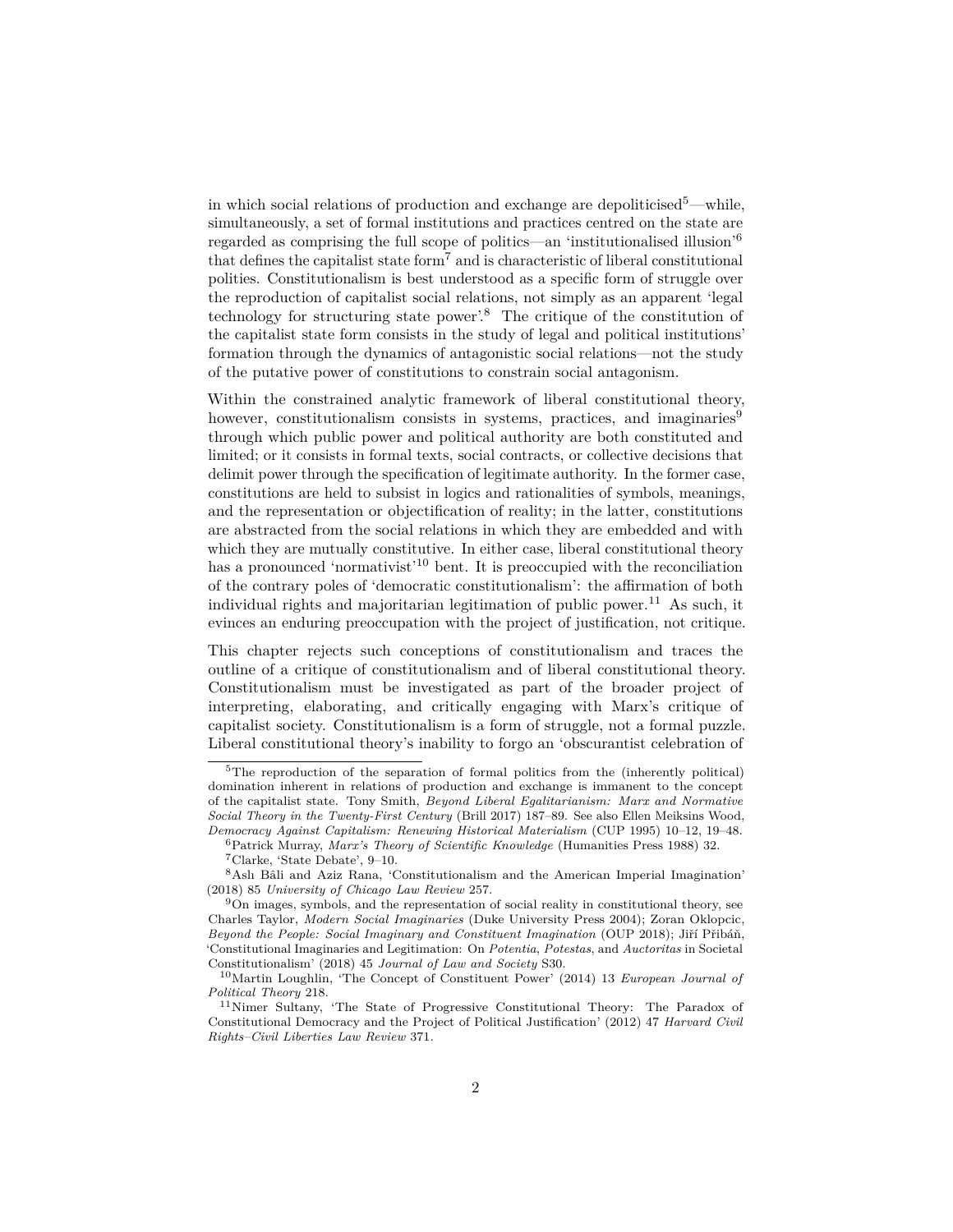in which social relations of production and exchange are depoliticised[5]—while, simultaneously, a set of formal institutions and practices centred on the state are regarded as comprising the full scope of politics—an 'institutionalised illusion'[6] that defines the capitalist state form[7] and is characteristic of liberal constitutional polities. Constitutionalism is best understood as a specific form of struggle over the reproduction of capitalist social relations, not simply as an apparent 'legal technology for structuring state power'.[8] The critique of the constitution of the capitalist state form consists in the study of legal and political institutions' formation through the dynamics of antagonistic social relations—not the study of the putative power of constitutions to constrain social antagonism.

Within the constrained analytic framework of liberal constitutional theory, however, constitutionalism consists in systems, practices, and imaginaries[9] through which public power and political authority are both constituted and limited; or it consists in formal texts, social contracts, or collective decisions that delimit power through the specification of legitimate authority. In the former case, constitutions are held to subsist in logics and rationalities of symbols, meanings, and the representation or objectification of reality; in the latter, constitutions are abstracted from the social relations in which they are embedded and with which they are mutually constitutive. In either case, liberal constitutional theory has a pronounced 'normativist'[10] bent. It is preoccupied with the reconciliation of the contrary poles of 'democratic constitutionalism': the affirmation of both individual rights and majoritarian legitimation of public power.[11] As such, it evinces an enduring preoccupation with the project of justification, not critique.

This chapter rejects such conceptions of constitutionalism and traces the outline of a critique of constitutionalism and of liberal constitutional theory. Constitutionalism must be investigated as part of the broader project of interpreting, elaborating, and critically engaging with Marx's critique of capitalist society. Constitutionalism is a form of struggle, not a formal puzzle. Liberal constitutional theory's inability to forgo an 'obscurantist celebration of

---

[5] The reproduction of the separation of formal politics from the (inherently political) domination inherent in relations of production and exchange is immanent to the concept of the capitalist state. Tony Smith, *Beyond Liberal Egalitarianism: Marx and Normative Social Theory in the Twenty-First Century* (Brill 2017) 187–89. See also Ellen Meiksins Wood, *Democracy Against Capitalism: Renewing Historical Materialism* (CUP 1995) 10–12, 19–48.

[6] Patrick Murray, *Marx's Theory of Scientific Knowledge* (Humanities Press 1988) 32.

[7] Clarke, 'State Debate', 9–10.

[8] Aslı Bâli and Aziz Rana, 'Constitutionalism and the American Imperial Imagination' (2018) 85 *University of Chicago Law Review* 257.

[9] On images, symbols, and the representation of social reality in constitutional theory, see Charles Taylor, *Modern Social Imaginaries* (Duke University Press 2004); Zoran Oklopcic, *Beyond the People: Social Imaginary and Constituent Imagination* (OUP 2018); Jiří Přibáň, 'Constitutional Imaginaries and Legitimation: On *Potentia*, *Potestas*, and *Auctoritas* in Societal Constitutionalism' (2018) 45 *Journal of Law and Society* S30.

[10] Martin Loughlin, 'The Concept of Constituent Power' (2014) 13 *European Journal of Political Theory* 218.

[11] Nimer Sultany, 'The State of Progressive Constitutional Theory: The Paradox of Constitutional Democracy and the Project of Political Justification' (2012) 47 *Harvard Civil Rights–Civil Liberties Law Review* 371.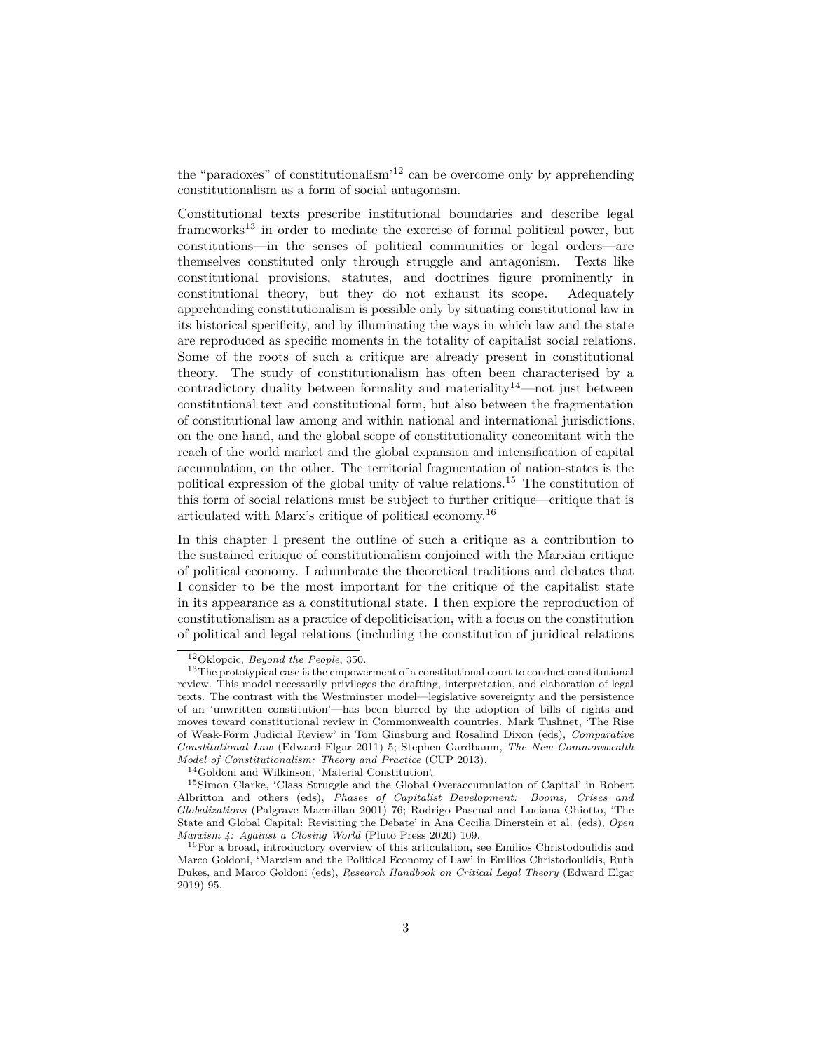the "paradoxes" of constitutionalism'[12] can be overcome only by apprehending constitutionalism as a form of social antagonism.

Constitutional texts prescribe institutional boundaries and describe legal frameworks[13] in order to mediate the exercise of formal political power, but constitutions—in the senses of political communities or legal orders—are themselves constituted only through struggle and antagonism. Texts like constitutional provisions, statutes, and doctrines figure prominently in constitutional theory, but they do not exhaust its scope. Adequately apprehending constitutionalism is possible only by situating constitutional law in its historical specificity, and by illuminating the ways in which law and the state are reproduced as specific moments in the totality of capitalist social relations. Some of the roots of such a critique are already present in constitutional theory. The study of constitutionalism has often been characterised by a contradictory duality between formality and materiality[14]—not just between constitutional text and constitutional form, but also between the fragmentation of constitutional law among and within national and international jurisdictions, on the one hand, and the global scope of constitutionality concomitant with the reach of the world market and the global expansion and intensification of capital accumulation, on the other. The territorial fragmentation of nation-states is the political expression of the global unity of value relations.[15] The constitution of this form of social relations must be subject to further critique—critique that is articulated with Marx's critique of political economy.[16]

In this chapter I present the outline of such a critique as a contribution to the sustained critique of constitutionalism conjoined with the Marxian critique of political economy. I adumbrate the theoretical traditions and debates that I consider to be the most important for the critique of the capitalist state in its appearance as a constitutional state. I then explore the reproduction of constitutionalism as a practice of depoliticisation, with a focus on the constitution of political and legal relations (including the constitution of juridical relations

---

[12] Oklopcic, *Beyond the People*, 350.

[13] The prototypical case is the empowerment of a constitutional court to conduct constitutional review. This model necessarily privileges the drafting, interpretation, and elaboration of legal texts. The contrast with the Westminster model—legislative sovereignty and the persistence of an 'unwritten constitution'—has been blurred by the adoption of bills of rights and moves toward constitutional review in Commonwealth countries. Mark Tushnet, 'The Rise of Weak-Form Judicial Review' in Tom Ginsburg and Rosalind Dixon (eds), *Comparative Constitutional Law* (Edward Elgar 2011) 5; Stephen Gardbaum, *The New Commonwealth Model of Constitutionalism: Theory and Practice* (CUP 2013).

[14] Goldoni and Wilkinson, 'Material Constitution'.

[15] Simon Clarke, 'Class Struggle and the Global Overaccumulation of Capital' in Robert Albritton and others (eds), *Phases of Capitalist Development: Booms, Crises and Globalizations* (Palgrave Macmillan 2001) 76; Rodrigo Pascual and Luciana Ghiotto, 'The State and Global Capital: Revisiting the Debate' in Ana Cecilia Dinerstein et al. (eds), *Open Marxism 4: Against a Closing World* (Pluto Press 2020) 109.

[16] For a broad, introductory overview of this articulation, see Emilios Christodoulidis and Marco Goldoni, 'Marxism and the Political Economy of Law' in Emilios Christodoulidis, Ruth Dukes, and Marco Goldoni (eds), *Research Handbook on Critical Legal Theory* (Edward Elgar 2019) 95.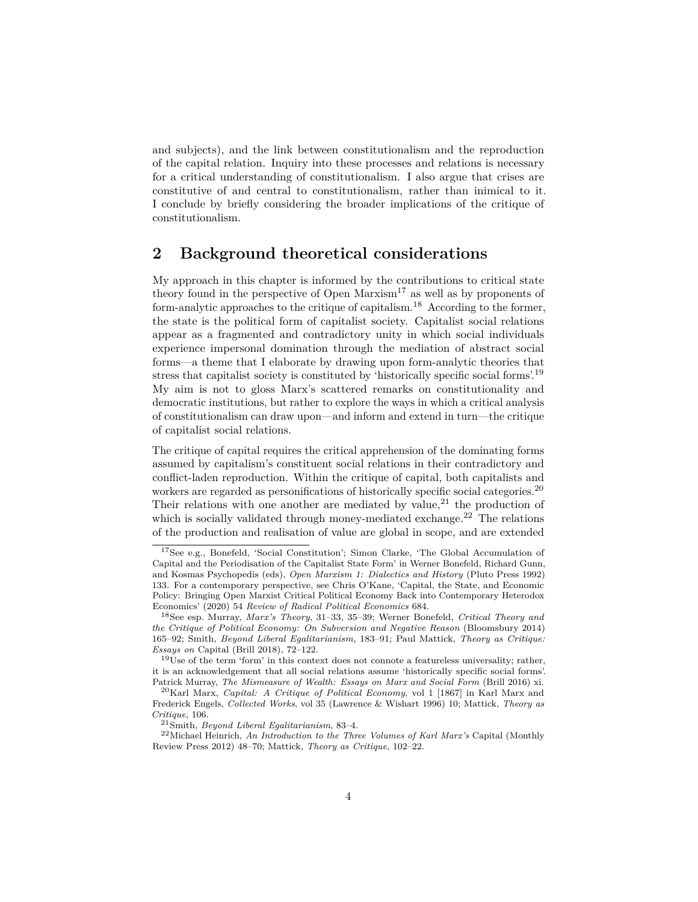and subjects), and the link between constitutionalism and the reproduction of the capital relation. Inquiry into these processes and relations is necessary for a critical understanding of constitutionalism. I also argue that crises are constitutive of and central to constitutionalism, rather than inimical to it. I conclude by briefly considering the broader implications of the critique of constitutionalism.

## 2 Background theoretical considerations

My approach in this chapter is informed by the contributions to critical state theory found in the perspective of Open Marxism[17] as well as by proponents of form-analytic approaches to the critique of capitalism.[18] According to the former, the state is the political form of capitalist society. Capitalist social relations appear as a fragmented and contradictory unity in which social individuals experience impersonal domination through the mediation of abstract social forms—a theme that I elaborate by drawing upon form-analytic theories that stress that capitalist society is constituted by 'historically specific social forms'.[19] My aim is not to gloss Marx's scattered remarks on constitutionality and democratic institutions, but rather to explore the ways in which a critical analysis of constitutionalism can draw upon—and inform and extend in turn—the critique of capitalist social relations.

The critique of capital requires the critical apprehension of the dominating forms assumed by capitalism's constituent social relations in their contradictory and conflict-laden reproduction. Within the critique of capital, both capitalists and workers are regarded as personifications of historically specific social categories.[20] Their relations with one another are mediated by value,[21] the production of which is socially validated through money-mediated exchange.[22] The relations of the production and realisation of value are global in scope, and are extended

---

[17] See e.g., Bonefeld, 'Social Constitution'; Simon Clarke, 'The Global Accumulation of Capital and the Periodisation of the Capitalist State Form' in Werner Bonefeld, Richard Gunn, and Kosmas Psychopedis (eds), *Open Marxism 1: Dialectics and History* (Pluto Press 1992) 133. For a contemporary perspective, see Chris O'Kane, 'Capital, the State, and Economic Policy: Bringing Open Marxist Critical Political Economy Back into Contemporary Heterodox Economics' (2020) 54 *Review of Radical Political Economics* 684.

[18] See esp. Murray, *Marx's Theory*, 31–33, 35–39; Werner Bonefeld, *Critical Theory and the Critique of Political Economy: On Subversion and Negative Reason* (Bloomsbury 2014) 165–92; Smith, *Beyond Liberal Egalitarianism,* 183–91; Paul Mattick, *Theory as Critique: Essays on* Capital (Brill 2018), 72–122.

[19] Use of the term 'form' in this context does not connote a featureless universality; rather, it is an acknowledgement that all social relations assume 'historically specific social forms'. Patrick Murray, *The Mismeasure of Wealth: Essays on Marx and Social Form* (Brill 2016) xi.

[20] Karl Marx, *Capital: A Critique of Political Economy*, vol 1 [1867] in Karl Marx and Frederick Engels, *Collected Works*, vol 35 (Lawrence & Wishart 1996) 10; Mattick, *Theory as Critique*, 106.

[21] Smith, *Beyond Liberal Egalitarianism*, 83–4.

[22] Michael Heinrich, *An Introduction to the Three Volumes of Karl Marx's* Capital (Monthly Review Press 2012) 48–70; Mattick, *Theory as Critique*, 102–22.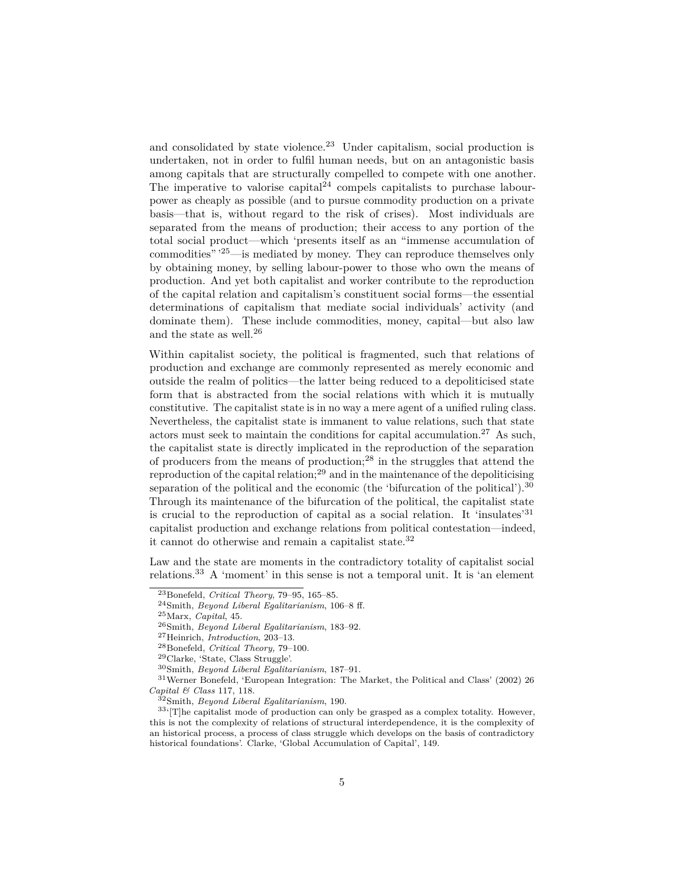and consolidated by state violence.[23] Under capitalism, social production is undertaken, not in order to fulfil human needs, but on an antagonistic basis among capitals that are structurally compelled to compete with one another. The imperative to valorise capital[24] compels capitalists to purchase labour-power as cheaply as possible (and to pursue commodity production on a private basis—that is, without regard to the risk of crises). Most individuals are separated from the means of production; their access to any portion of the total social product—which 'presents itself as an "immense accumulation of commodities"'[25]—is mediated by money. They can reproduce themselves only by obtaining money, by selling labour-power to those who own the means of production. And yet both capitalist and worker contribute to the reproduction of the capital relation and capitalism's constituent social forms—the essential determinations of capitalism that mediate social individuals' activity (and dominate them). These include commodities, money, capital—but also law and the state as well.[26]

Within capitalist society, the political is fragmented, such that relations of production and exchange are commonly represented as merely economic and outside the realm of politics—the latter being reduced to a depoliticised state form that is abstracted from the social relations with which it is mutually constitutive. The capitalist state is in no way a mere agent of a unified ruling class. Nevertheless, the capitalist state is immanent to value relations, such that state actors must seek to maintain the conditions for capital accumulation.[27] As such, the capitalist state is directly implicated in the reproduction of the separation of producers from the means of production;[28] in the struggles that attend the reproduction of the capital relation;[29] and in the maintenance of the depoliticising separation of the political and the economic (the 'bifurcation of the political').[30] Through its maintenance of the bifurcation of the political, the capitalist state is crucial to the reproduction of capital as a social relation. It 'insulates'[31] capitalist production and exchange relations from political contestation—indeed, it cannot do otherwise and remain a capitalist state.[32]

Law and the state are moments in the contradictory totality of capitalist social relations.[33] A 'moment' in this sense is not a temporal unit. It is 'an element

---

[23] Bonefeld, *Critical Theory*, 79–95, 165–85.

[24] Smith, *Beyond Liberal Egalitarianism*, 106–8 ff.

[25] Marx, *Capital*, 45.

[26] Smith, *Beyond Liberal Egalitarianism*, 183–92.

[27] Heinrich, *Introduction*, 203–13.

[28] Bonefeld, *Critical Theory,* 79–100.

[29] Clarke, 'State, Class Struggle'.

[30] Smith, *Beyond Liberal Egalitarianism*, 187–91.

[31] Werner Bonefeld, 'European Integration: The Market, the Political and Class' (2002) 26 *Capital & Class* 117, 118.

[32] Smith, *Beyond Liberal Egalitarianism*, 190.

[33] '[T]he capitalist mode of production can only be grasped as a complex totality. However, this is not the complexity of relations of structural interdependence, it is the complexity of an historical process, a process of class struggle which develops on the basis of contradictory historical foundations'. Clarke, 'Global Accumulation of Capital', 149.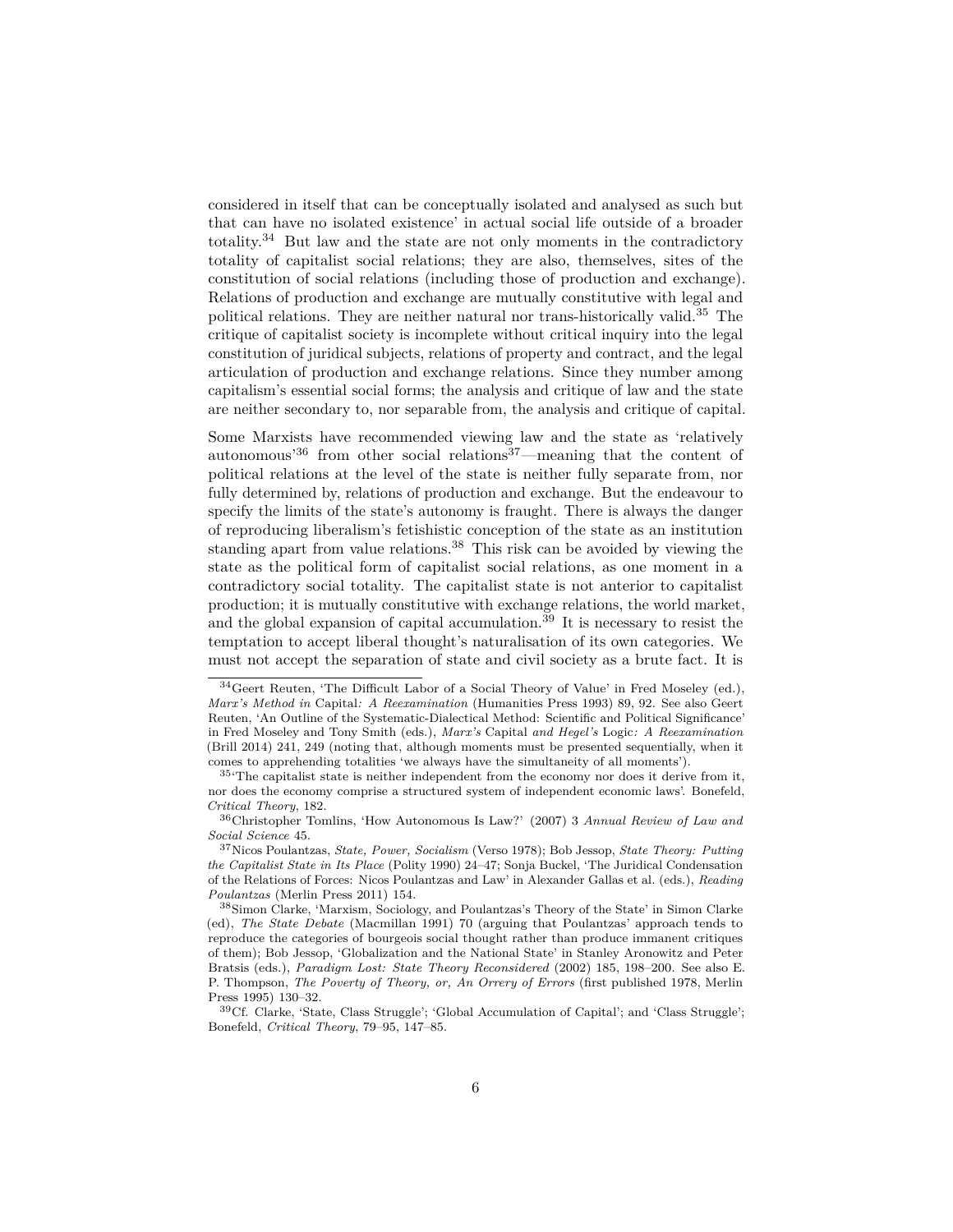considered in itself that can be conceptually isolated and analysed as such but that can have no isolated existence' in actual social life outside of a broader totality.[34] But law and the state are not only moments in the contradictory totality of capitalist social relations; they are also, themselves, sites of the constitution of social relations (including those of production and exchange). Relations of production and exchange are mutually constitutive with legal and political relations. They are neither natural nor trans-historically valid.[35] The critique of capitalist society is incomplete without critical inquiry into the legal constitution of juridical subjects, relations of property and contract, and the legal articulation of production and exchange relations. Since they number among capitalism's essential social forms; the analysis and critique of law and the state are neither secondary to, nor separable from, the analysis and critique of capital.

Some Marxists have recommended viewing law and the state as 'relatively autonomous'[36] from other social relations[37]—meaning that the content of political relations at the level of the state is neither fully separate from, nor fully determined by, relations of production and exchange. But the endeavour to specify the limits of the state's autonomy is fraught. There is always the danger of reproducing liberalism's fetishistic conception of the state as an institution standing apart from value relations.[38] This risk can be avoided by viewing the state as the political form of capitalist social relations, as one moment in a contradictory social totality. The capitalist state is not anterior to capitalist production; it is mutually constitutive with exchange relations, the world market, and the global expansion of capital accumulation.[39] It is necessary to resist the temptation to accept liberal thought's naturalisation of its own categories. We must not accept the separation of state and civil society as a brute fact. It is

---

[34] Geert Reuten, 'The Difficult Labor of a Social Theory of Value' in Fred Moseley (ed.), *Marx's Method in* Capital*: A Reexamination* (Humanities Press 1993) 89, 92. See also Geert Reuten, 'An Outline of the Systematic-Dialectical Method: Scientific and Political Significance' in Fred Moseley and Tony Smith (eds.), *Marx's* Capital *and Hegel's* Logic*: A Reexamination* (Brill 2014) 241, 249 (noting that, although moments must be presented sequentially, when it comes to apprehending totalities 'we always have the simultaneity of all moments').

[35] 'The capitalist state is neither independent from the economy nor does it derive from it, nor does the economy comprise a structured system of independent economic laws'. Bonefeld, *Critical Theory*, 182.

[36] Christopher Tomlins, 'How Autonomous Is Law?' (2007) 3 *Annual Review of Law and Social Science* 45.

[37] Nicos Poulantzas, *State, Power, Socialism* (Verso 1978); Bob Jessop, *State Theory: Putting the Capitalist State in Its Place* (Polity 1990) 24–47; Sonja Buckel, 'The Juridical Condensation of the Relations of Forces: Nicos Poulantzas and Law' in Alexander Gallas et al. (eds.), *Reading Poulantzas* (Merlin Press 2011) 154.

[38] Simon Clarke, 'Marxism, Sociology, and Poulantzas's Theory of the State' in Simon Clarke (ed), *The State Debate* (Macmillan 1991) 70 (arguing that Poulantzas' approach tends to reproduce the categories of bourgeois social thought rather than produce immanent critiques of them); Bob Jessop, 'Globalization and the National State' in Stanley Aronowitz and Peter Bratsis (eds.), *Paradigm Lost: State Theory Reconsidered* (2002) 185, 198–200. See also E. P. Thompson, *The Poverty of Theory, or, An Orrery of Errors* (first published 1978, Merlin Press 1995) 130–32.

[39] Cf. Clarke, 'State, Class Struggle'; 'Global Accumulation of Capital'; and 'Class Struggle'; Bonefeld, *Critical Theory*, 79–95, 147–85.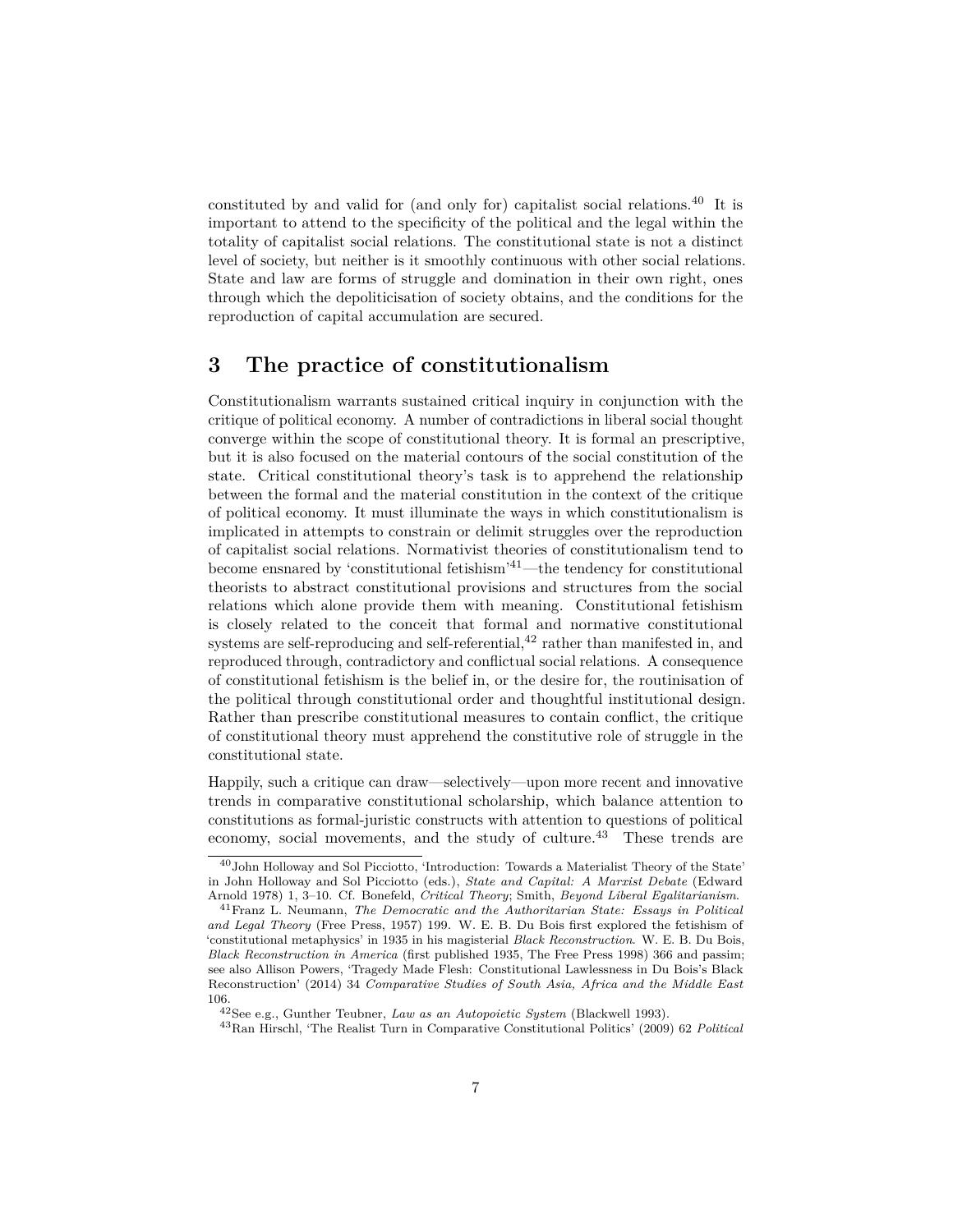constituted by and valid for (and only for) capitalist social relations.[40] It is important to attend to the specificity of the political and the legal within the totality of capitalist social relations. The constitutional state is not a distinct level of society, but neither is it smoothly continuous with other social relations. State and law are forms of struggle and domination in their own right, ones through which the depoliticisation of society obtains, and the conditions for the reproduction of capital accumulation are secured.

## 3 The practice of constitutionalism

Constitutionalism warrants sustained critical inquiry in conjunction with the critique of political economy. A number of contradictions in liberal social thought converge within the scope of constitutional theory. It is formal an prescriptive, but it is also focused on the material contours of the social constitution of the state. Critical constitutional theory's task is to apprehend the relationship between the formal and the material constitution in the context of the critique of political economy. It must illuminate the ways in which constitutionalism is implicated in attempts to constrain or delimit struggles over the reproduction of capitalist social relations. Normativist theories of constitutionalism tend to become ensnared by 'constitutional fetishism'[41]—the tendency for constitutional theorists to abstract constitutional provisions and structures from the social relations which alone provide them with meaning. Constitutional fetishism is closely related to the conceit that formal and normative constitutional systems are self-reproducing and self-referential,[42] rather than manifested in, and reproduced through, contradictory and conflictual social relations. A consequence of constitutional fetishism is the belief in, or the desire for, the routinisation of the political through constitutional order and thoughtful institutional design. Rather than prescribe constitutional measures to contain conflict, the critique of constitutional theory must apprehend the constitutive role of struggle in the constitutional state.

Happily, such a critique can draw—selectively—upon more recent and innovative trends in comparative constitutional scholarship, which balance attention to constitutions as formal-juristic constructs with attention to questions of political economy, social movements, and the study of culture.[43] These trends are

---

[40] John Holloway and Sol Picciotto, 'Introduction: Towards a Materialist Theory of the State' in John Holloway and Sol Picciotto (eds.), *State and Capital: A Marxist Debate* (Edward Arnold 1978) 1, 3–10. Cf. Bonefeld, *Critical Theory*; Smith, *Beyond Liberal Egalitarianism*.

[41] Franz L. Neumann, *The Democratic and the Authoritarian State: Essays in Political and Legal Theory* (Free Press, 1957) 199. W. E. B. Du Bois first explored the fetishism of 'constitutional metaphysics' in 1935 in his magisterial *Black Reconstruction*. W. E. B. Du Bois, *Black Reconstruction in America* (first published 1935, The Free Press 1998) 366 and passim; see also Allison Powers, 'Tragedy Made Flesh: Constitutional Lawlessness in Du Bois's Black Reconstruction' (2014) 34 *Comparative Studies of South Asia, Africa and the Middle East* 106.

[42] See e.g., Gunther Teubner, *Law as an Autopoietic System* (Blackwell 1993).

[43] Ran Hirschl, 'The Realist Turn in Comparative Constitutional Politics' (2009) 62 *Political*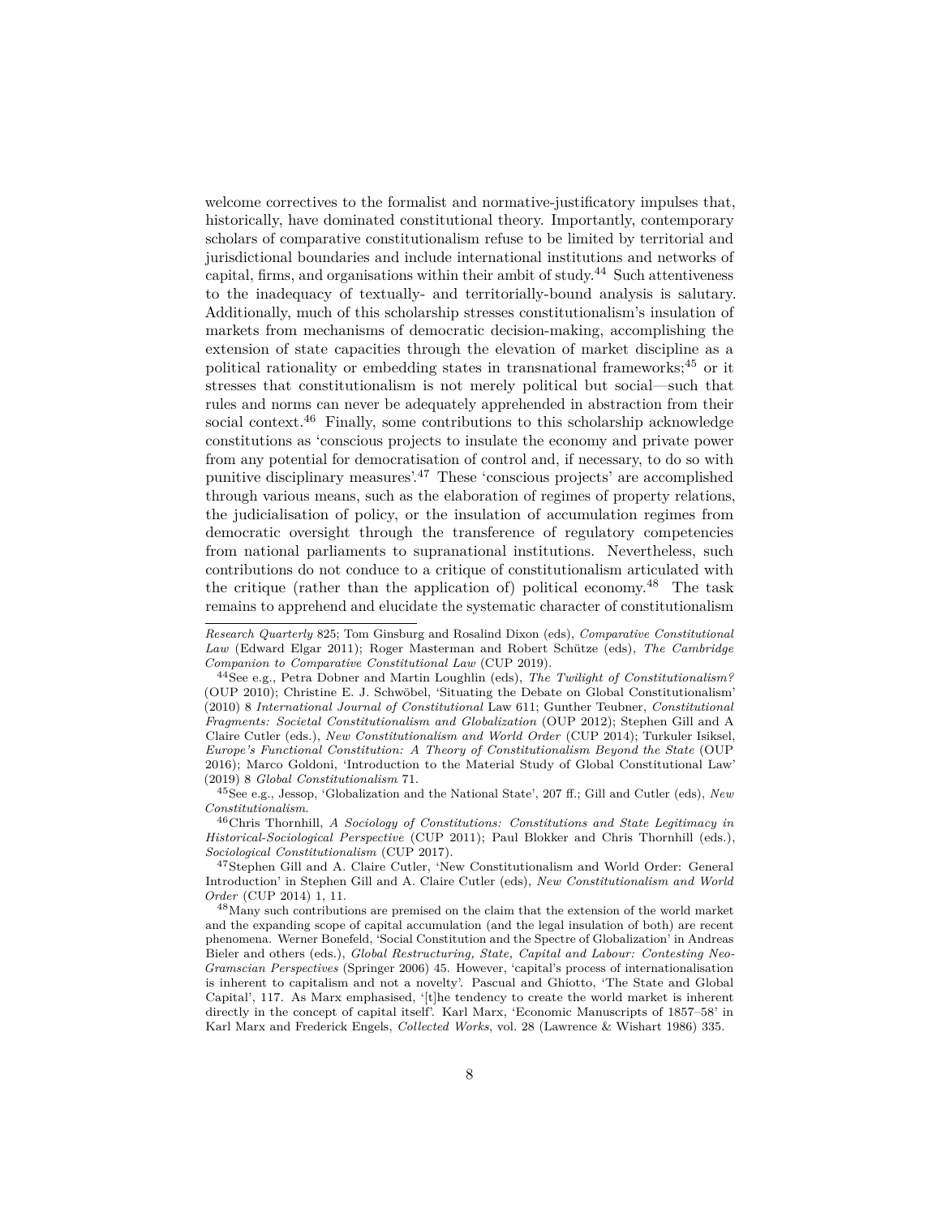welcome correctives to the formalist and normative-justificatory impulses that, historically, have dominated constitutional theory. Importantly, contemporary scholars of comparative constitutionalism refuse to be limited by territorial and jurisdictional boundaries and include international institutions and networks of capital, firms, and organisations within their ambit of study.[44] Such attentiveness to the inadequacy of textually- and territorially-bound analysis is salutary. Additionally, much of this scholarship stresses constitutionalism's insulation of markets from mechanisms of democratic decision-making, accomplishing the extension of state capacities through the elevation of market discipline as a political rationality or embedding states in transnational frameworks;[45] or it stresses that constitutionalism is not merely political but social—such that rules and norms can never be adequately apprehended in abstraction from their social context.[46] Finally, some contributions to this scholarship acknowledge constitutions as 'conscious projects to insulate the economy and private power from any potential for democratisation of control and, if necessary, to do so with punitive disciplinary measures'.[47] These 'conscious projects' are accomplished through various means, such as the elaboration of regimes of property relations, the judicialisation of policy, or the insulation of accumulation regimes from democratic oversight through the transference of regulatory competencies from national parliaments to supranational institutions. Nevertheless, such contributions do not conduce to a critique of constitutionalism articulated with the critique (rather than the application of) political economy.[48] The task remains to apprehend and elucidate the systematic character of constitutionalism

*Research Quarterly* 825; Tom Ginsburg and Rosalind Dixon (eds), *Comparative Constitutional Law* (Edward Elgar 2011); Roger Masterman and Robert Schütze (eds), *The Cambridge Companion to Comparative Constitutional Law* (CUP 2019).

[44] See e.g., Petra Dobner and Martin Loughlin (eds), *The Twilight of Constitutionalism?* (OUP 2010); Christine E. J. Schwöbel, 'Situating the Debate on Global Constitutionalism' (2010) 8 *International Journal of Constitutional* Law 611; Gunther Teubner, *Constitutional Fragments: Societal Constitutionalism and Globalization* (OUP 2012); Stephen Gill and A Claire Cutler (eds.), *New Constitutionalism and World Order* (CUP 2014); Turkuler Isiksel, *Europe's Functional Constitution: A Theory of Constitutionalism Beyond the State* (OUP 2016); Marco Goldoni, 'Introduction to the Material Study of Global Constitutional Law' (2019) 8 *Global Constitutionalism* 71.

[45] See e.g., Jessop, 'Globalization and the National State', 207 ff.; Gill and Cutler (eds), *New Constitutionalism*.

[46] Chris Thornhill, *A Sociology of Constitutions: Constitutions and State Legitimacy in Historical-Sociological Perspective* (CUP 2011); Paul Blokker and Chris Thornhill (eds.), *Sociological Constitutionalism* (CUP 2017).

[47] Stephen Gill and A. Claire Cutler, 'New Constitutionalism and World Order: General Introduction' in Stephen Gill and A. Claire Cutler (eds), *New Constitutionalism and World Order* (CUP 2014) 1, 11.

[48] Many such contributions are premised on the claim that the extension of the world market and the expanding scope of capital accumulation (and the legal insulation of both) are recent phenomena. Werner Bonefeld, 'Social Constitution and the Spectre of Globalization' in Andreas Bieler and others (eds.), *Global Restructuring, State, Capital and Labour: Contesting Neo-Gramscian Perspectives* (Springer 2006) 45. However, 'capital's process of internationalisation is inherent to capitalism and not a novelty'. Pascual and Ghiotto, 'The State and Global Capital', 117. As Marx emphasised, '[t]he tendency to create the world market is inherent directly in the concept of capital itself'. Karl Marx, 'Economic Manuscripts of 1857–58' in Karl Marx and Frederick Engels, *Collected Works*, vol. 28 (Lawrence & Wishart 1986) 335.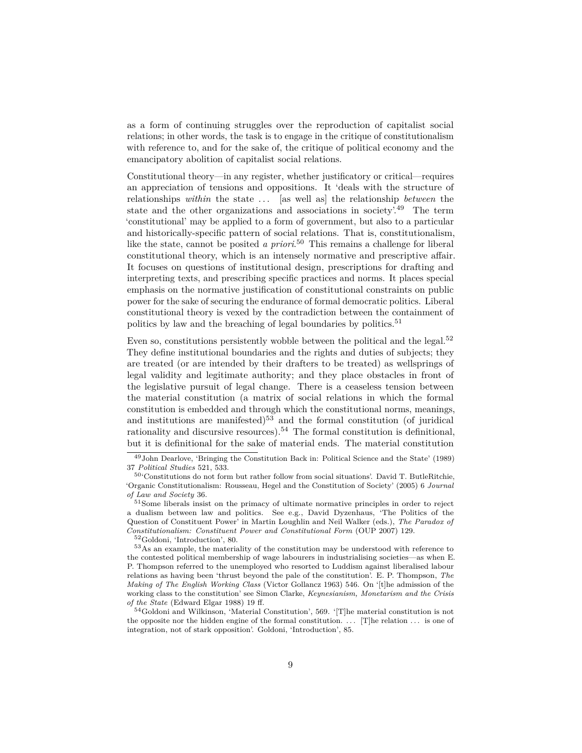as a form of continuing struggles over the reproduction of capitalist social relations; in other words, the task is to engage in the critique of constitutionalism with reference to, and for the sake of, the critique of political economy and the emancipatory abolition of capitalist social relations.

Constitutional theory—in any register, whether justificatory or critical—requires an appreciation of tensions and oppositions. It 'deals with the structure of relationships *within* the state ... [as well as] the relationship *between* the state and the other organizations and associations in society'.[49] The term 'constitutional' may be applied to a form of government, but also to a particular and historically-specific pattern of social relations. That is, constitutionalism, like the state, cannot be posited *a priori*.[50] This remains a challenge for liberal constitutional theory, which is an intensely normative and prescriptive affair. It focuses on questions of institutional design, prescriptions for drafting and interpreting texts, and prescribing specific practices and norms. It places special emphasis on the normative justification of constitutional constraints on public power for the sake of securing the endurance of formal democratic politics. Liberal constitutional theory is vexed by the contradiction between the containment of politics by law and the breaching of legal boundaries by politics.[51]

Even so, constitutions persistently wobble between the political and the legal.[52] They define institutional boundaries and the rights and duties of subjects; they are treated (or are intended by their drafters to be treated) as wellsprings of legal validity and legitimate authority; and they place obstacles in front of the legislative pursuit of legal change. There is a ceaseless tension between the material constitution (a matrix of social relations in which the formal constitution is embedded and through which the constitutional norms, meanings, and institutions are manifested)[53] and the formal constitution (of juridical rationality and discursive resources).[54] The formal constitution is definitional, but it is definitional for the sake of material ends. The material constitution

---

[49] John Dearlove, 'Bringing the Constitution Back in: Political Science and the State' (1989) 37 *Political Studies* 521, 533.

[50] 'Constitutions do not form but rather follow from social situations'. David T. ButleRitchie, 'Organic Constitutionalism: Rousseau, Hegel and the Constitution of Society' (2005) 6 *Journal of Law and Society* 36.

[51] Some liberals insist on the primacy of ultimate normative principles in order to reject a dualism between law and politics. See e.g., David Dyzenhaus, 'The Politics of the Question of Constituent Power' in Martin Loughlin and Neil Walker (eds.), *The Paradox of Constitutionalism: Constituent Power and Constitutional Form* (OUP 2007) 129.

[52] Goldoni, 'Introduction', 80.

[53] As an example, the materiality of the constitution may be understood with reference to the contested political membership of wage labourers in industrialising societies—as when E. P. Thompson referred to the unemployed who resorted to Luddism against liberalised labour relations as having been 'thrust beyond the pale of the constitution'. E. P. Thompson, *The Making of The English Working Class* (Victor Gollancz 1963) 546. On '[t]he admission of the working class to the constitution' see Simon Clarke, *Keynesianism, Monetarism and the Crisis of the State* (Edward Elgar 1988) 19 ff.

[54] Goldoni and Wilkinson, 'Material Constitution', 569. '[T]he material constitution is not the opposite nor the hidden engine of the formal constitution. ... [T]he relation ... is one of integration, not of stark opposition'. Goldoni, 'Introduction', 85.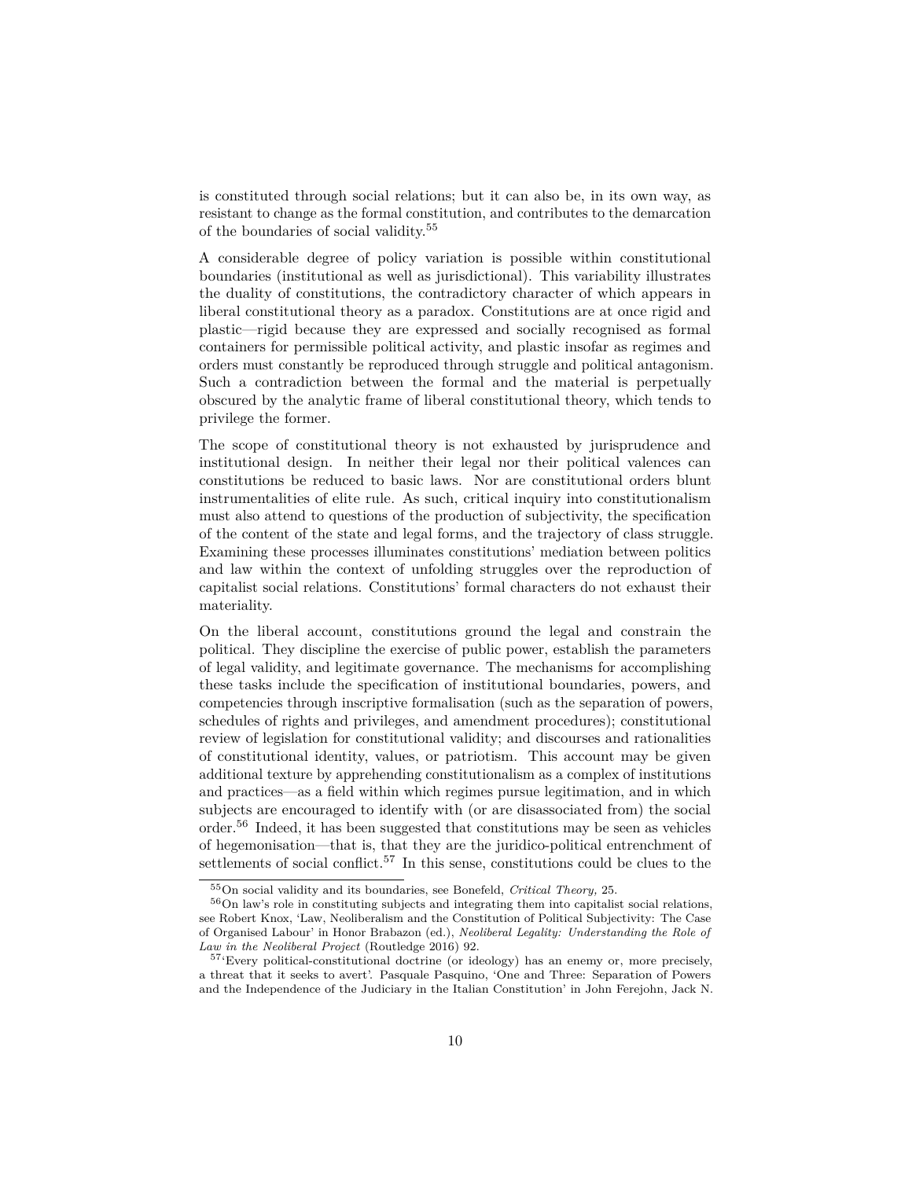is constituted through social relations; but it can also be, in its own way, as resistant to change as the formal constitution, and contributes to the demarcation of the boundaries of social validity.[55]

A considerable degree of policy variation is possible within constitutional boundaries (institutional as well as jurisdictional). This variability illustrates the duality of constitutions, the contradictory character of which appears in liberal constitutional theory as a paradox. Constitutions are at once rigid and plastic—rigid because they are expressed and socially recognised as formal containers for permissible political activity, and plastic insofar as regimes and orders must constantly be reproduced through struggle and political antagonism. Such a contradiction between the formal and the material is perpetually obscured by the analytic frame of liberal constitutional theory, which tends to privilege the former.

The scope of constitutional theory is not exhausted by jurisprudence and institutional design. In neither their legal nor their political valences can constitutions be reduced to basic laws. Nor are constitutional orders blunt instrumentalities of elite rule. As such, critical inquiry into constitutionalism must also attend to questions of the production of subjectivity, the specification of the content of the state and legal forms, and the trajectory of class struggle. Examining these processes illuminates constitutions' mediation between politics and law within the context of unfolding struggles over the reproduction of capitalist social relations. Constitutions' formal characters do not exhaust their materiality.

On the liberal account, constitutions ground the legal and constrain the political. They discipline the exercise of public power, establish the parameters of legal validity, and legitimate governance. The mechanisms for accomplishing these tasks include the specification of institutional boundaries, powers, and competencies through inscriptive formalisation (such as the separation of powers, schedules of rights and privileges, and amendment procedures); constitutional review of legislation for constitutional validity; and discourses and rationalities of constitutional identity, values, or patriotism. This account may be given additional texture by apprehending constitutionalism as a complex of institutions and practices—as a field within which regimes pursue legitimation, and in which subjects are encouraged to identify with (or are disassociated from) the social order.[56] Indeed, it has been suggested that constitutions may be seen as vehicles of hegemonisation—that is, that they are the juridico-political entrenchment of settlements of social conflict.[57] In this sense, constitutions could be clues to the

---

[55] On social validity and its boundaries, see Bonefeld, *Critical Theory,* 25.

[56] On law's role in constituting subjects and integrating them into capitalist social relations, see Robert Knox, 'Law, Neoliberalism and the Constitution of Political Subjectivity: The Case of Organised Labour' in Honor Brabazon (ed.), *Neoliberal Legality: Understanding the Role of Law in the Neoliberal Project* (Routledge 2016) 92.

[57] 'Every political-constitutional doctrine (or ideology) has an enemy or, more precisely, a threat that it seeks to avert'. Pasquale Pasquino, 'One and Three: Separation of Powers and the Independence of the Judiciary in the Italian Constitution' in John Ferejohn, Jack N.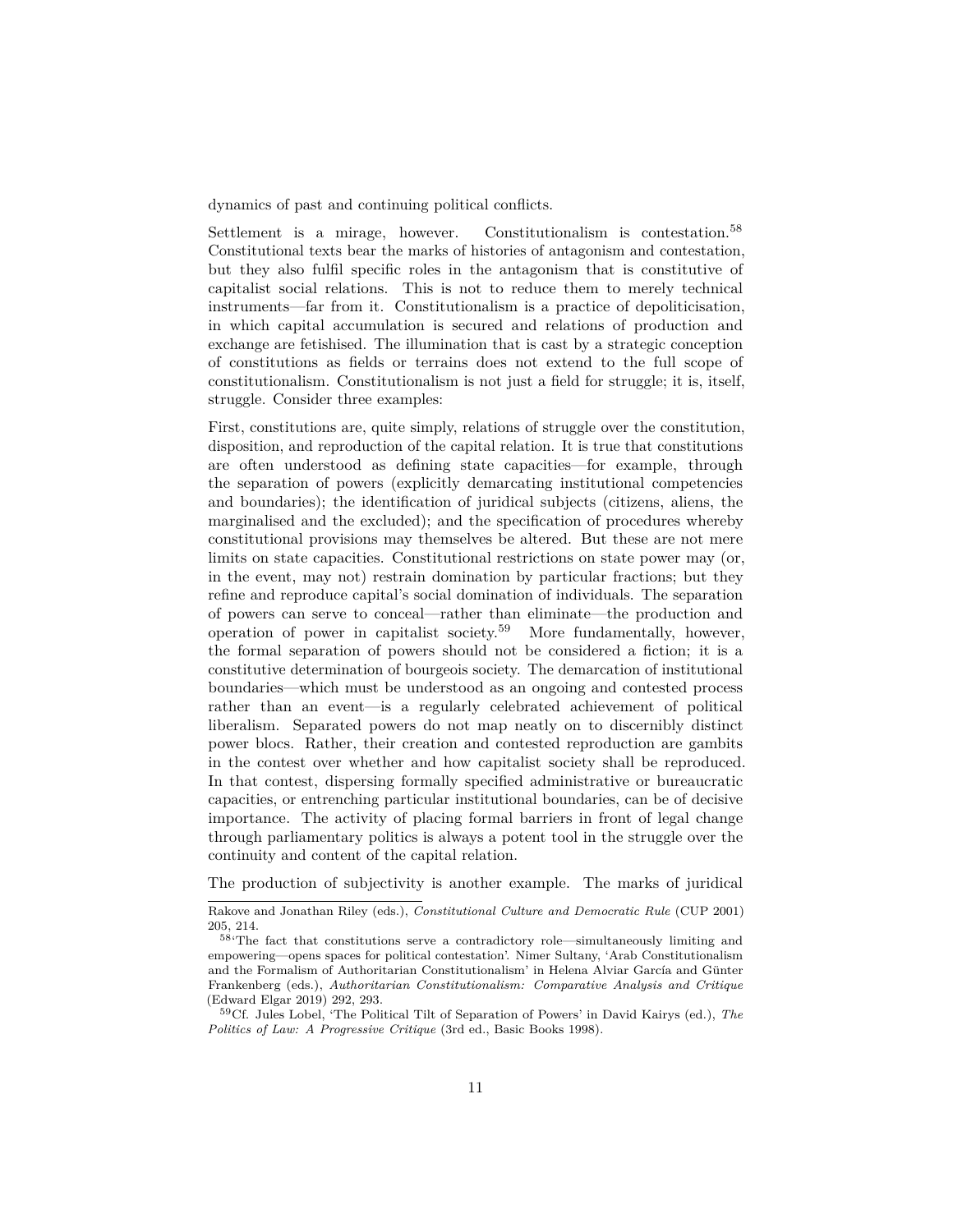dynamics of past and continuing political conflicts.

Settlement is a mirage, however. Constitutionalism is contestation.[58] Constitutional texts bear the marks of histories of antagonism and contestation, but they also fulfil specific roles in the antagonism that is constitutive of capitalist social relations. This is not to reduce them to merely technical instruments—far from it. Constitutionalism is a practice of depoliticisation, in which capital accumulation is secured and relations of production and exchange are fetishised. The illumination that is cast by a strategic conception of constitutions as fields or terrains does not extend to the full scope of constitutionalism. Constitutionalism is not just a field for struggle; it is, itself, struggle. Consider three examples:

First, constitutions are, quite simply, relations of struggle over the constitution, disposition, and reproduction of the capital relation. It is true that constitutions are often understood as defining state capacities—for example, through the separation of powers (explicitly demarcating institutional competencies and boundaries); the identification of juridical subjects (citizens, aliens, the marginalised and the excluded); and the specification of procedures whereby constitutional provisions may themselves be altered. But these are not mere limits on state capacities. Constitutional restrictions on state power may (or, in the event, may not) restrain domination by particular fractions; but they refine and reproduce capital's social domination of individuals. The separation of powers can serve to conceal—rather than eliminate—the production and operation of power in capitalist society.[59] More fundamentally, however, the formal separation of powers should not be considered a fiction; it is a constitutive determination of bourgeois society. The demarcation of institutional boundaries—which must be understood as an ongoing and contested process rather than an event—is a regularly celebrated achievement of political liberalism. Separated powers do not map neatly on to discernibly distinct power blocs. Rather, their creation and contested reproduction are gambits in the contest over whether and how capitalist society shall be reproduced. In that contest, dispersing formally specified administrative or bureaucratic capacities, or entrenching particular institutional boundaries, can be of decisive importance. The activity of placing formal barriers in front of legal change through parliamentary politics is always a potent tool in the struggle over the continuity and content of the capital relation.

The production of subjectivity is another example. The marks of juridical

---

Rakove and Jonathan Riley (eds.), *Constitutional Culture and Democratic Rule* (CUP 2001) 205, 214.

[58] 'The fact that constitutions serve a contradictory role—simultaneously limiting and empowering—opens spaces for political contestation'. Nimer Sultany, 'Arab Constitutionalism and the Formalism of Authoritarian Constitutionalism' in Helena Alviar García and Günter Frankenberg (eds.), *Authoritarian Constitutionalism: Comparative Analysis and Critique* (Edward Elgar 2019) 292, 293.

[59] Cf. Jules Lobel, 'The Political Tilt of Separation of Powers' in David Kairys (ed.), *The Politics of Law: A Progressive Critique* (3rd ed., Basic Books 1998).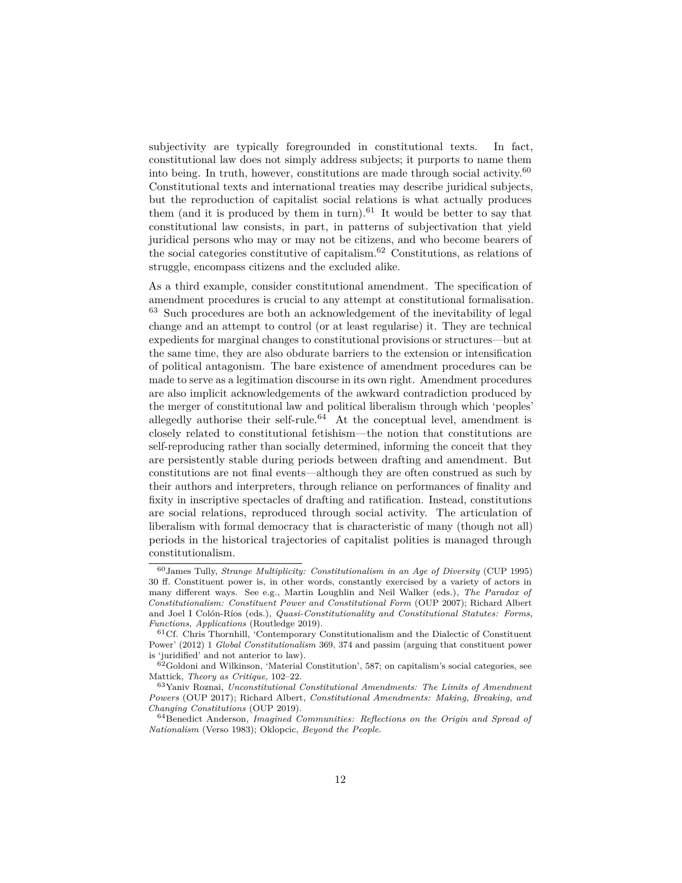subjectivity are typically foregrounded in constitutional texts. In fact, constitutional law does not simply address subjects; it purports to name them into being. In truth, however, constitutions are made through social activity.[60] Constitutional texts and international treaties may describe juridical subjects, but the reproduction of capitalist social relations is what actually produces them (and it is produced by them in turn).[61] It would be better to say that constitutional law consists, in part, in patterns of subjectivation that yield juridical persons who may or may not be citizens, and who become bearers of the social categories constitutive of capitalism.[62] Constitutions, as relations of struggle, encompass citizens and the excluded alike.

As a third example, consider constitutional amendment. The specification of amendment procedures is crucial to any attempt at constitutional formalisation.[63] Such procedures are both an acknowledgement of the inevitability of legal change and an attempt to control (or at least regularise) it. They are technical expedients for marginal changes to constitutional provisions or structures—but at the same time, they are also obdurate barriers to the extension or intensification of political antagonism. The bare existence of amendment procedures can be made to serve as a legitimation discourse in its own right. Amendment procedures are also implicit acknowledgements of the awkward contradiction produced by the merger of constitutional law and political liberalism through which 'peoples' allegedly authorise their self-rule.[64] At the conceptual level, amendment is closely related to constitutional fetishism—the notion that constitutions are self-reproducing rather than socially determined, informing the conceit that they are persistently stable during periods between drafting and amendment. But constitutions are not final events—although they are often construed as such by their authors and interpreters, through reliance on performances of finality and fixity in inscriptive spectacles of drafting and ratification. Instead, constitutions are social relations, reproduced through social activity. The articulation of liberalism with formal democracy that is characteristic of many (though not all) periods in the historical trajectories of capitalist polities is managed through constitutionalism.

---

[60] James Tully, *Strange Multiplicity: Constitutionalism in an Age of Diversity* (CUP 1995) 30 ff. Constituent power is, in other words, constantly exercised by a variety of actors in many different ways. See e.g., Martin Loughlin and Neil Walker (eds.), *The Paradox of Constitutionalism: Constituent Power and Constitutional Form* (OUP 2007); Richard Albert and Joel I Colón-Ríos (eds.), *Quasi-Constitutionality and Constitutional Statutes: Forms, Functions, Applications* (Routledge 2019).

[61] Cf. Chris Thornhill, 'Contemporary Constitutionalism and the Dialectic of Constituent Power' (2012) 1 *Global Constitutionalism* 369, 374 and passim (arguing that constituent power is 'juridified' and not anterior to law).

[62] Goldoni and Wilkinson, 'Material Constitution', 587; on capitalism's social categories, see Mattick, *Theory as Critique*, 102–22.

[63] Yaniv Roznai, *Unconstitutional Constitutional Amendments: The Limits of Amendment Powers* (OUP 2017); Richard Albert, *Constitutional Amendments: Making, Breaking, and Changing Constitutions* (OUP 2019).

[64] Benedict Anderson, *Imagined Communities: Reflections on the Origin and Spread of Nationalism* (Verso 1983); Oklopcic, *Beyond the People*.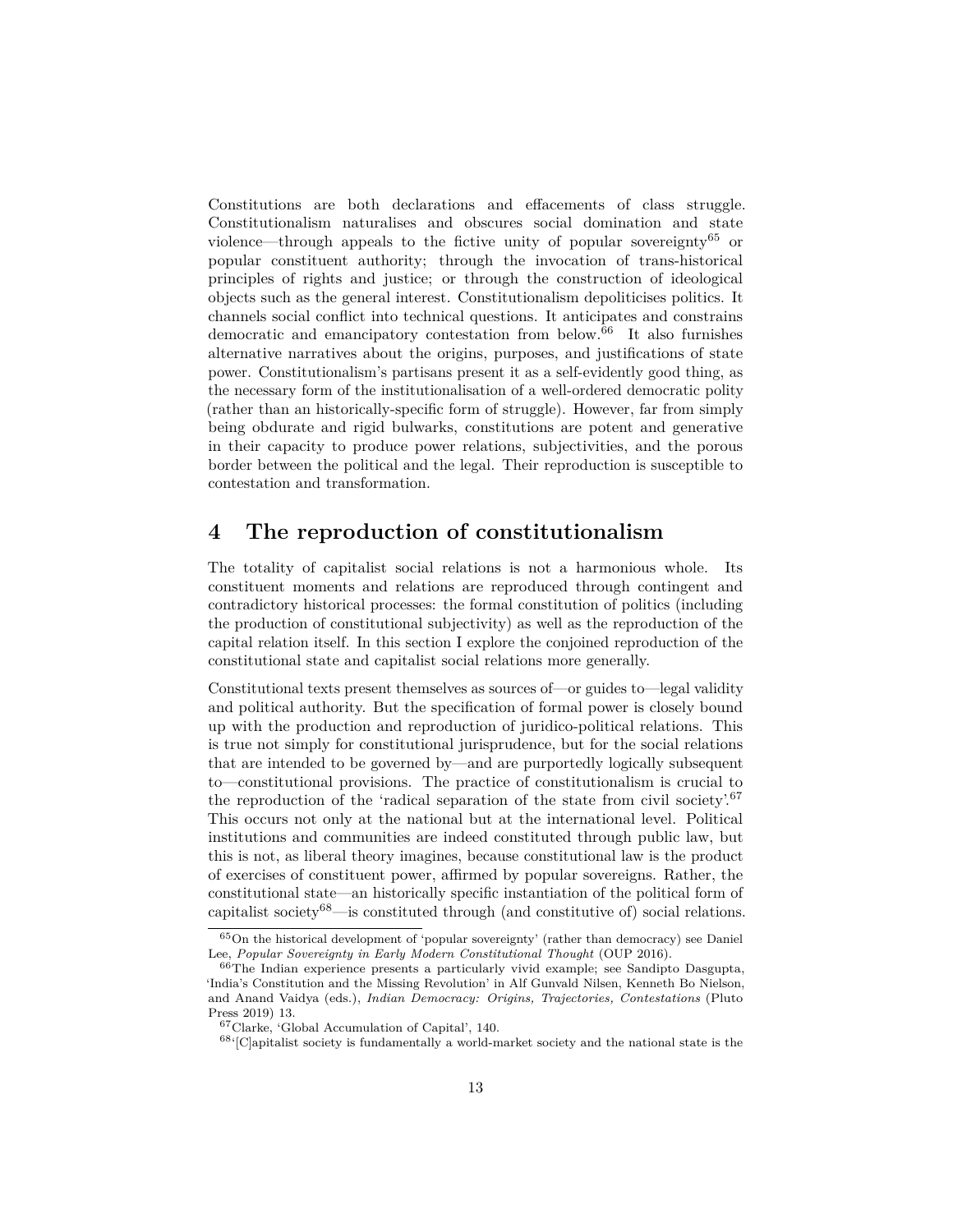Constitutions are both declarations and effacements of class struggle. Constitutionalism naturalises and obscures social domination and state violence—through appeals to the fictive unity of popular sovereignty[65] or popular constituent authority; through the invocation of trans-historical principles of rights and justice; or through the construction of ideological objects such as the general interest. Constitutionalism depoliticises politics. It channels social conflict into technical questions. It anticipates and constrains democratic and emancipatory contestation from below.[66] It also furnishes alternative narratives about the origins, purposes, and justifications of state power. Constitutionalism's partisans present it as a self-evidently good thing, as the necessary form of the institutionalisation of a well-ordered democratic polity (rather than an historically-specific form of struggle). However, far from simply being obdurate and rigid bulwarks, constitutions are potent and generative in their capacity to produce power relations, subjectivities, and the porous border between the political and the legal. Their reproduction is susceptible to contestation and transformation.

## 4 The reproduction of constitutionalism

The totality of capitalist social relations is not a harmonious whole. Its constituent moments and relations are reproduced through contingent and contradictory historical processes: the formal constitution of politics (including the production of constitutional subjectivity) as well as the reproduction of the capital relation itself. In this section I explore the conjoined reproduction of the constitutional state and capitalist social relations more generally.

Constitutional texts present themselves as sources of—or guides to—legal validity and political authority. But the specification of formal power is closely bound up with the production and reproduction of juridico-political relations. This is true not simply for constitutional jurisprudence, but for the social relations that are intended to be governed by—and are purportedly logically subsequent to—constitutional provisions. The practice of constitutionalism is crucial to the reproduction of the 'radical separation of the state from civil society'.[67] This occurs not only at the national but at the international level. Political institutions and communities are indeed constituted through public law, but this is not, as liberal theory imagines, because constitutional law is the product of exercises of constituent power, affirmed by popular sovereigns. Rather, the constitutional state—an historically specific instantiation of the political form of capitalist society[68]—is constituted through (and constitutive of) social relations.

[65] On the historical development of 'popular sovereignty' (rather than democracy) see Daniel Lee, *Popular Sovereignty in Early Modern Constitutional Thought* (OUP 2016).

[66] The Indian experience presents a particularly vivid example; see Sandipto Dasgupta, 'India's Constitution and the Missing Revolution' in Alf Gunvald Nilsen, Kenneth Bo Nielson, and Anand Vaidya (eds.), *Indian Democracy: Origins, Trajectories, Contestations* (Pluto Press 2019) 13.

[67] Clarke, 'Global Accumulation of Capital', 140.

[68] '[C]apitalist society is fundamentally a world-market society and the national state is the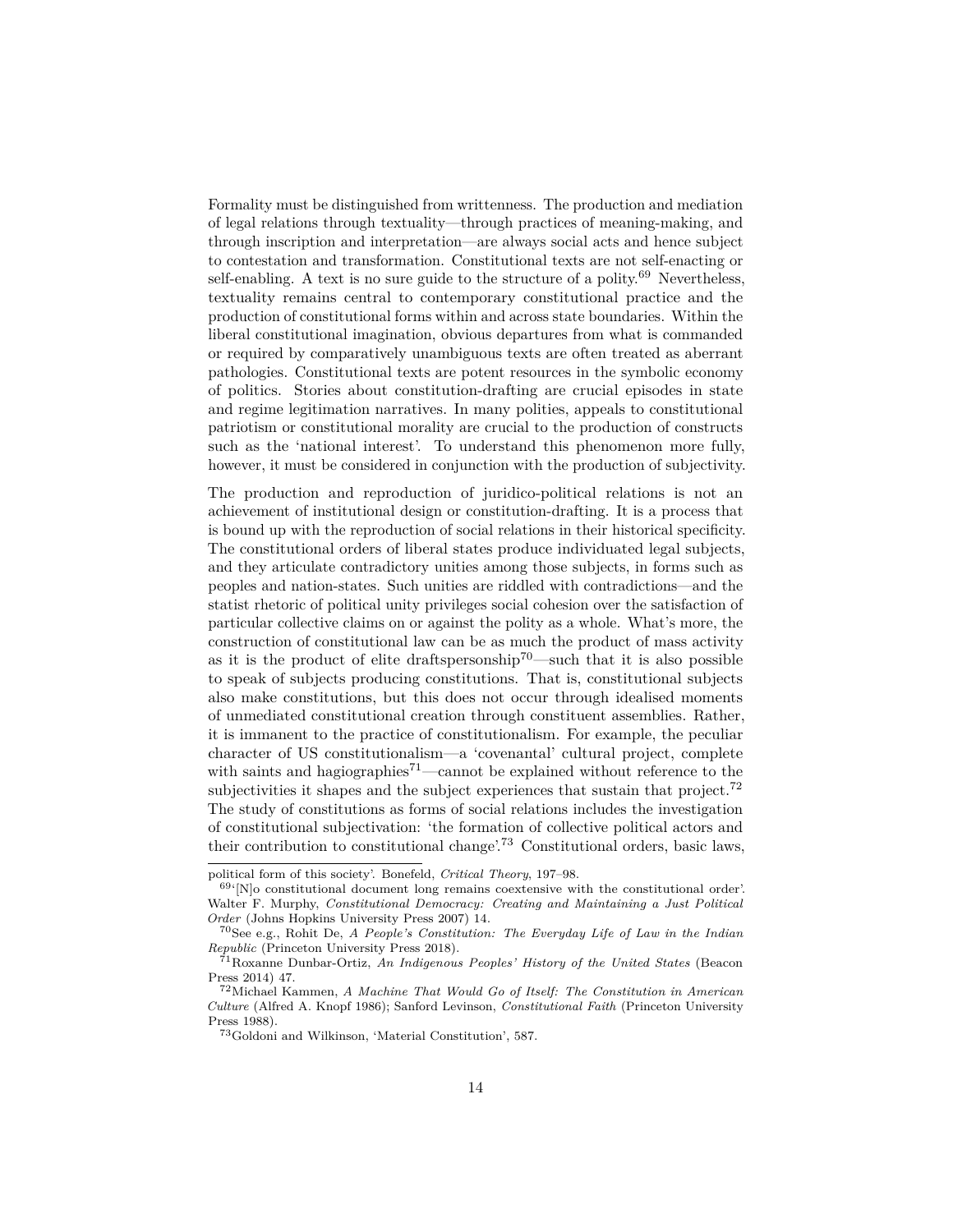Formality must be distinguished from writtenness. The production and mediation of legal relations through textuality—through practices of meaning-making, and through inscription and interpretation—are always social acts and hence subject to contestation and transformation. Constitutional texts are not self-enacting or self-enabling. A text is no sure guide to the structure of a polity.[69] Nevertheless, textuality remains central to contemporary constitutional practice and the production of constitutional forms within and across state boundaries. Within the liberal constitutional imagination, obvious departures from what is commanded or required by comparatively unambiguous texts are often treated as aberrant pathologies. Constitutional texts are potent resources in the symbolic economy of politics. Stories about constitution-drafting are crucial episodes in state and regime legitimation narratives. In many polities, appeals to constitutional patriotism or constitutional morality are crucial to the production of constructs such as the 'national interest'. To understand this phenomenon more fully, however, it must be considered in conjunction with the production of subjectivity.

The production and reproduction of juridico-political relations is not an achievement of institutional design or constitution-drafting. It is a process that is bound up with the reproduction of social relations in their historical specificity. The constitutional orders of liberal states produce individuated legal subjects, and they articulate contradictory unities among those subjects, in forms such as peoples and nation-states. Such unities are riddled with contradictions—and the statist rhetoric of political unity privileges social cohesion over the satisfaction of particular collective claims on or against the polity as a whole. What's more, the construction of constitutional law can be as much the product of mass activity as it is the product of elite draftspersonship[70]—such that it is also possible to speak of subjects producing constitutions. That is, constitutional subjects also make constitutions, but this does not occur through idealised moments of unmediated constitutional creation through constituent assemblies. Rather, it is immanent to the practice of constitutionalism. For example, the peculiar character of US constitutionalism—a 'covenantal' cultural project, complete with saints and hagiographies[71]—cannot be explained without reference to the subjectivities it shapes and the subject experiences that sustain that project.[72] The study of constitutions as forms of social relations includes the investigation of constitutional subjectivation: 'the formation of collective political actors and their contribution to constitutional change'.[73] Constitutional orders, basic laws,

political form of this society'. Bonefeld, *Critical Theory*, 197–98.

[69] '[N]o constitutional document long remains coextensive with the constitutional order'. Walter F. Murphy, *Constitutional Democracy: Creating and Maintaining a Just Political Order* (Johns Hopkins University Press 2007) 14.

[70] See e.g., Rohit De, *A People's Constitution: The Everyday Life of Law in the Indian Republic* (Princeton University Press 2018).

[71] Roxanne Dunbar-Ortiz, *An Indigenous Peoples' History of the United States* (Beacon Press 2014) 47.

[72] Michael Kammen, *A Machine That Would Go of Itself: The Constitution in American Culture* (Alfred A. Knopf 1986); Sanford Levinson, *Constitutional Faith* (Princeton University Press 1988).

[73] Goldoni and Wilkinson, 'Material Constitution', 587.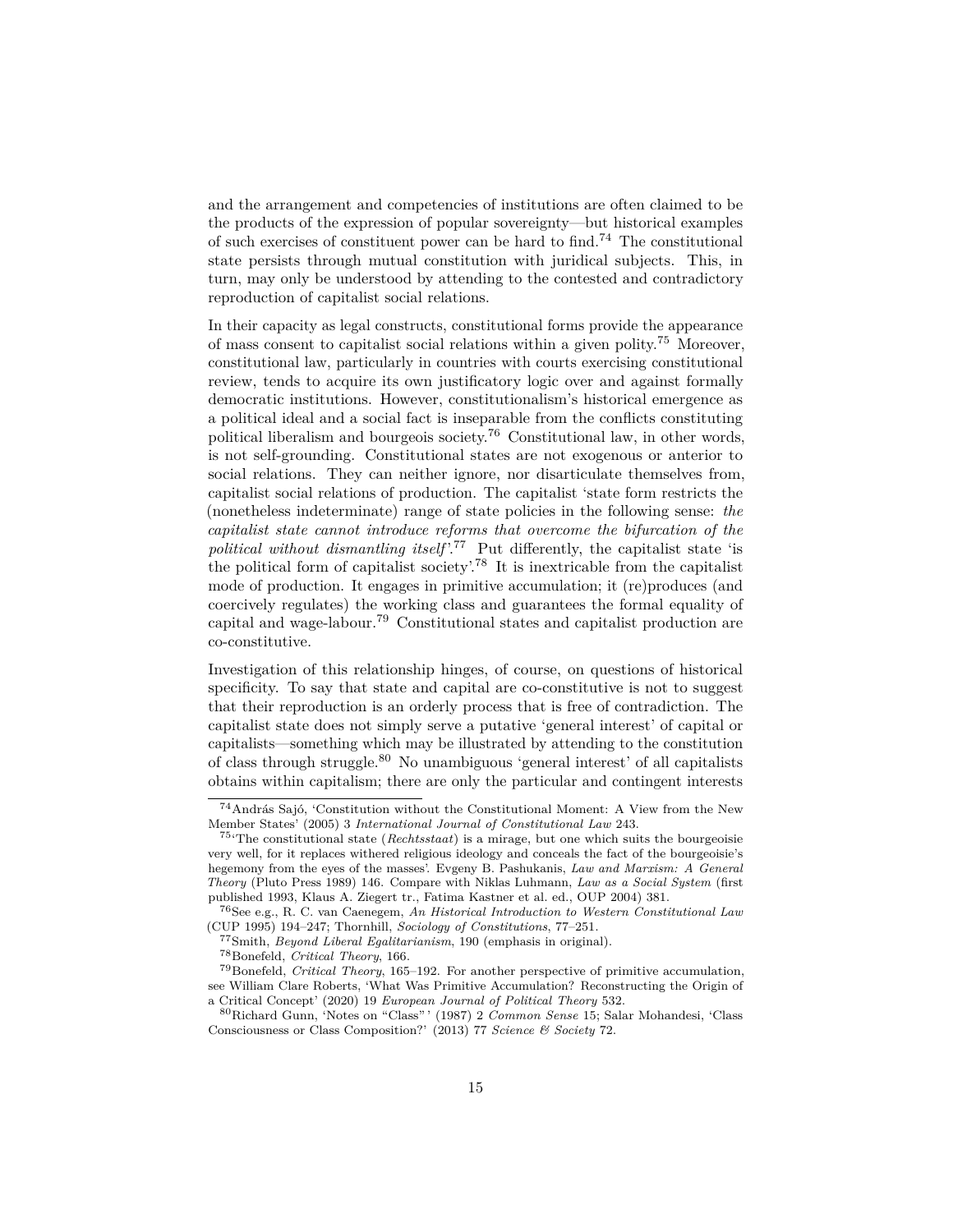and the arrangement and competencies of institutions are often claimed to be the products of the expression of popular sovereignty—but historical examples of such exercises of constituent power can be hard to find.[74] The constitutional state persists through mutual constitution with juridical subjects. This, in turn, may only be understood by attending to the contested and contradictory reproduction of capitalist social relations.

In their capacity as legal constructs, constitutional forms provide the appearance of mass consent to capitalist social relations within a given polity.[75] Moreover, constitutional law, particularly in countries with courts exercising constitutional review, tends to acquire its own justificatory logic over and against formally democratic institutions. However, constitutionalism's historical emergence as a political ideal and a social fact is inseparable from the conflicts constituting political liberalism and bourgeois society.[76] Constitutional law, in other words, is not self-grounding. Constitutional states are not exogenous or anterior to social relations. They can neither ignore, nor disarticulate themselves from, capitalist social relations of production. The capitalist 'state form restricts the (nonetheless indeterminate) range of state policies in the following sense: *the capitalist state cannot introduce reforms that overcome the bifurcation of the political without dismantling itself*'.[77] Put differently, the capitalist state 'is the political form of capitalist society'.[78] It is inextricable from the capitalist mode of production. It engages in primitive accumulation; it (re)produces (and coercively regulates) the working class and guarantees the formal equality of capital and wage-labour.[79] Constitutional states and capitalist production are co-constitutive.

Investigation of this relationship hinges, of course, on questions of historical specificity. To say that state and capital are co-constitutive is not to suggest that their reproduction is an orderly process that is free of contradiction. The capitalist state does not simply serve a putative 'general interest' of capital or capitalists—something which may be illustrated by attending to the constitution of class through struggle.[80] No unambiguous 'general interest' of all capitalists obtains within capitalism; there are only the particular and contingent interests

---

[74] András Sajó, 'Constitution without the Constitutional Moment: A View from the New Member States' (2005) 3 *International Journal of Constitutional Law* 243.

[75] 'The constitutional state (*Rechtsstaat*) is a mirage, but one which suits the bourgeoisie very well, for it replaces withered religious ideology and conceals the fact of the bourgeoisie's hegemony from the eyes of the masses'. Evgeny B. Pashukanis, *Law and Marxism: A General Theory* (Pluto Press 1989) 146. Compare with Niklas Luhmann, *Law as a Social System* (first published 1993, Klaus A. Ziegert tr., Fatima Kastner et al. ed., OUP 2004) 381.

[76] See e.g., R. C. van Caenegem, *An Historical Introduction to Western Constitutional Law* (CUP 1995) 194–247; Thornhill, *Sociology of Constitutions*, 77–251.

[77] Smith, *Beyond Liberal Egalitarianism*, 190 (emphasis in original).

[78] Bonefeld, *Critical Theory*, 166.

[79] Bonefeld, *Critical Theory*, 165–192. For another perspective of primitive accumulation, see William Clare Roberts, 'What Was Primitive Accumulation? Reconstructing the Origin of a Critical Concept' (2020) 19 *European Journal of Political Theory* 532.

[80] Richard Gunn, 'Notes on "Class"' (1987) 2 *Common Sense* 15; Salar Mohandesi, 'Class Consciousness or Class Composition?' (2013) 77 *Science & Society* 72.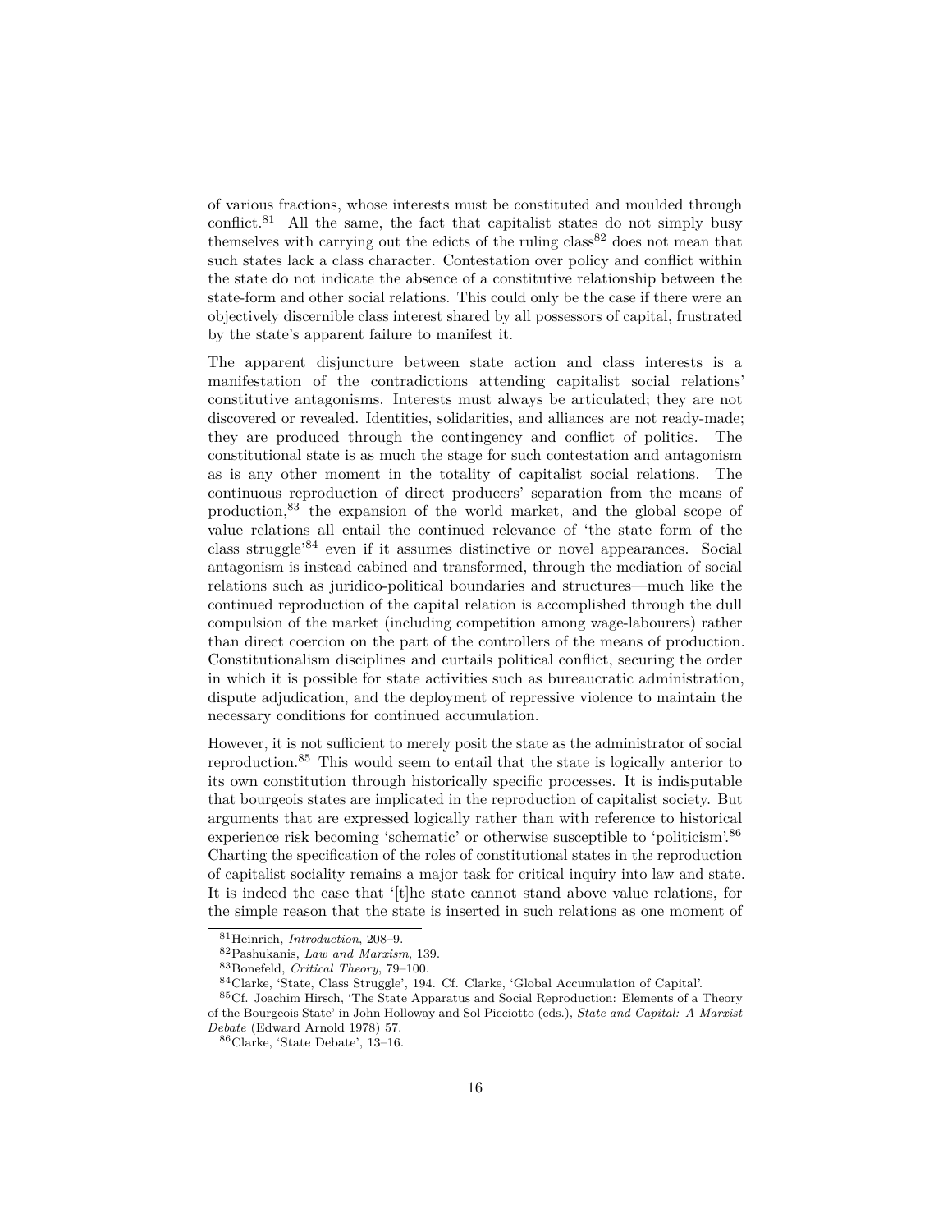of various fractions, whose interests must be constituted and moulded through conflict.[81] All the same, the fact that capitalist states do not simply busy themselves with carrying out the edicts of the ruling class[82] does not mean that such states lack a class character. Contestation over policy and conflict within the state do not indicate the absence of a constitutive relationship between the state-form and other social relations. This could only be the case if there were an objectively discernible class interest shared by all possessors of capital, frustrated by the state's apparent failure to manifest it.

The apparent disjuncture between state action and class interests is a manifestation of the contradictions attending capitalist social relations' constitutive antagonisms. Interests must always be articulated; they are not discovered or revealed. Identities, solidarities, and alliances are not ready-made; they are produced through the contingency and conflict of politics. The constitutional state is as much the stage for such contestation and antagonism as is any other moment in the totality of capitalist social relations. The continuous reproduction of direct producers' separation from the means of production,[83] the expansion of the world market, and the global scope of value relations all entail the continued relevance of 'the state form of the class struggle'[84] even if it assumes distinctive or novel appearances. Social antagonism is instead cabined and transformed, through the mediation of social relations such as juridico-political boundaries and structures—much like the continued reproduction of the capital relation is accomplished through the dull compulsion of the market (including competition among wage-labourers) rather than direct coercion on the part of the controllers of the means of production. Constitutionalism disciplines and curtails political conflict, securing the order in which it is possible for state activities such as bureaucratic administration, dispute adjudication, and the deployment of repressive violence to maintain the necessary conditions for continued accumulation.

However, it is not sufficient to merely posit the state as the administrator of social reproduction.[85] This would seem to entail that the state is logically anterior to its own constitution through historically specific processes. It is indisputable that bourgeois states are implicated in the reproduction of capitalist society. But arguments that are expressed logically rather than with reference to historical experience risk becoming 'schematic' or otherwise susceptible to 'politicism'.[86] Charting the specification of the roles of constitutional states in the reproduction of capitalist sociality remains a major task for critical inquiry into law and state. It is indeed the case that '[t]he state cannot stand above value relations, for the simple reason that the state is inserted in such relations as one moment of

---

[81] Heinrich, *Introduction*, 208–9.

[82] Pashukanis, *Law and Marxism*, 139.

[83] Bonefeld, *Critical Theory*, 79–100.

[84] Clarke, 'State, Class Struggle', 194. Cf. Clarke, 'Global Accumulation of Capital'.

[85] Cf. Joachim Hirsch, 'The State Apparatus and Social Reproduction: Elements of a Theory of the Bourgeois State' in John Holloway and Sol Picciotto (eds.), *State and Capital: A Marxist Debate* (Edward Arnold 1978) 57.

[86] Clarke, 'State Debate', 13–16.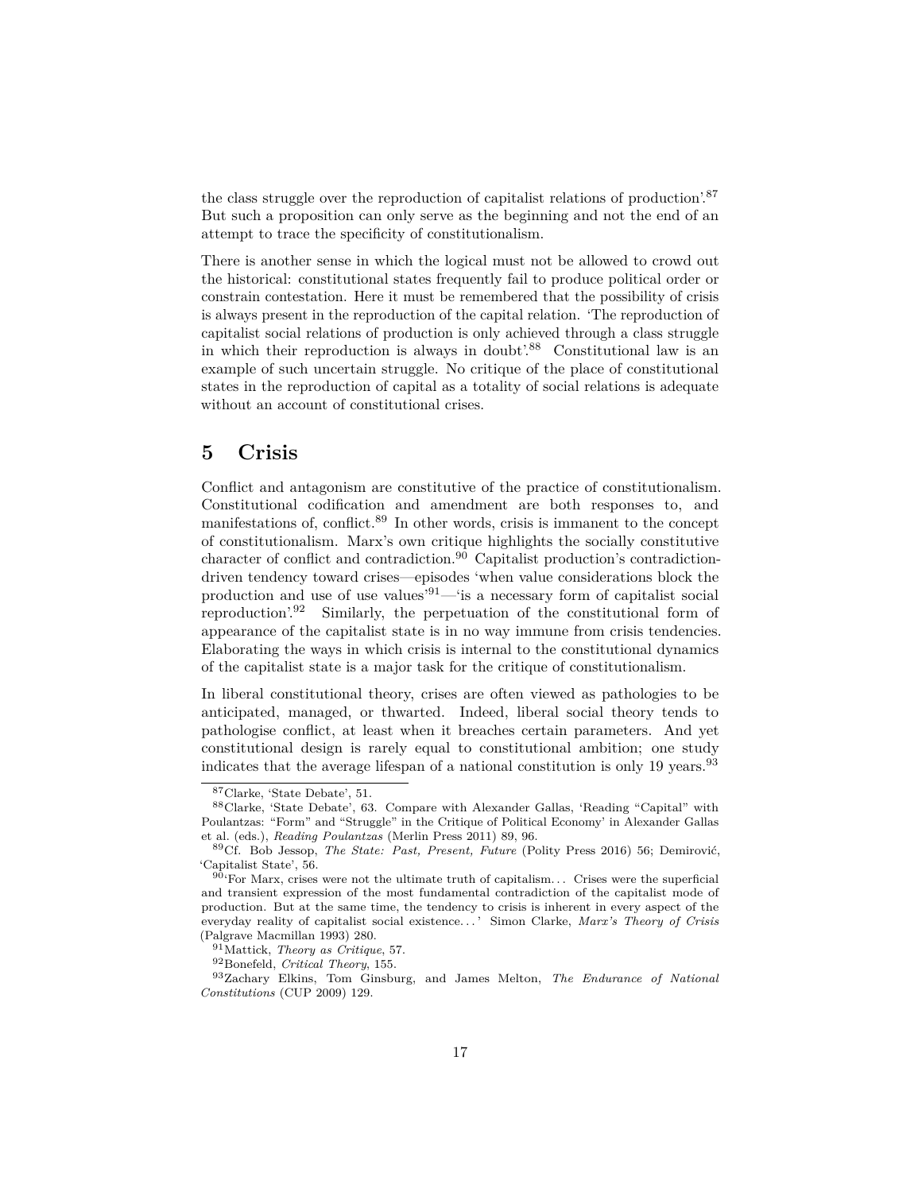the class struggle over the reproduction of capitalist relations of production'.[87] But such a proposition can only serve as the beginning and not the end of an attempt to trace the specificity of constitutionalism.

There is another sense in which the logical must not be allowed to crowd out the historical: constitutional states frequently fail to produce political order or constrain contestation. Here it must be remembered that the possibility of crisis is always present in the reproduction of the capital relation. 'The reproduction of capitalist social relations of production is only achieved through a class struggle in which their reproduction is always in doubt'.[88] Constitutional law is an example of such uncertain struggle. No critique of the place of constitutional states in the reproduction of capital as a totality of social relations is adequate without an account of constitutional crises.

## 5 Crisis

Conflict and antagonism are constitutive of the practice of constitutionalism. Constitutional codification and amendment are both responses to, and manifestations of, conflict.[89] In other words, crisis is immanent to the concept of constitutionalism. Marx's own critique highlights the socially constitutive character of conflict and contradiction.[90] Capitalist production's contradiction-driven tendency toward crises—episodes 'when value considerations block the production and use of use values'[91]—'is a necessary form of capitalist social reproduction'.[92] Similarly, the perpetuation of the constitutional form of appearance of the capitalist state is in no way immune from crisis tendencies. Elaborating the ways in which crisis is internal to the constitutional dynamics of the capitalist state is a major task for the critique of constitutionalism.

In liberal constitutional theory, crises are often viewed as pathologies to be anticipated, managed, or thwarted. Indeed, liberal social theory tends to pathologise conflict, at least when it breaches certain parameters. And yet constitutional design is rarely equal to constitutional ambition; one study indicates that the average lifespan of a national constitution is only 19 years.[93]

---

[87] Clarke, 'State Debate', 51.

[88] Clarke, 'State Debate', 63. Compare with Alexander Gallas, 'Reading "Capital" with Poulantzas: "Form" and "Struggle" in the Critique of Political Economy' in Alexander Gallas et al. (eds.), *Reading Poulantzas* (Merlin Press 2011) 89, 96.

[89] Cf. Bob Jessop, *The State: Past, Present, Future* (Polity Press 2016) 56; Demirović, 'Capitalist State', 56.

[90] 'For Marx, crises were not the ultimate truth of capitalism… Crises were the superficial and transient expression of the most fundamental contradiction of the capitalist mode of production. But at the same time, the tendency to crisis is inherent in every aspect of the everyday reality of capitalist social existence…' Simon Clarke, *Marx's Theory of Crisis* (Palgrave Macmillan 1993) 280.

[91] Mattick, *Theory as Critique*, 57.

[92] Bonefeld, *Critical Theory*, 155.

[93] Zachary Elkins, Tom Ginsburg, and James Melton, *The Endurance of National Constitutions* (CUP 2009) 129.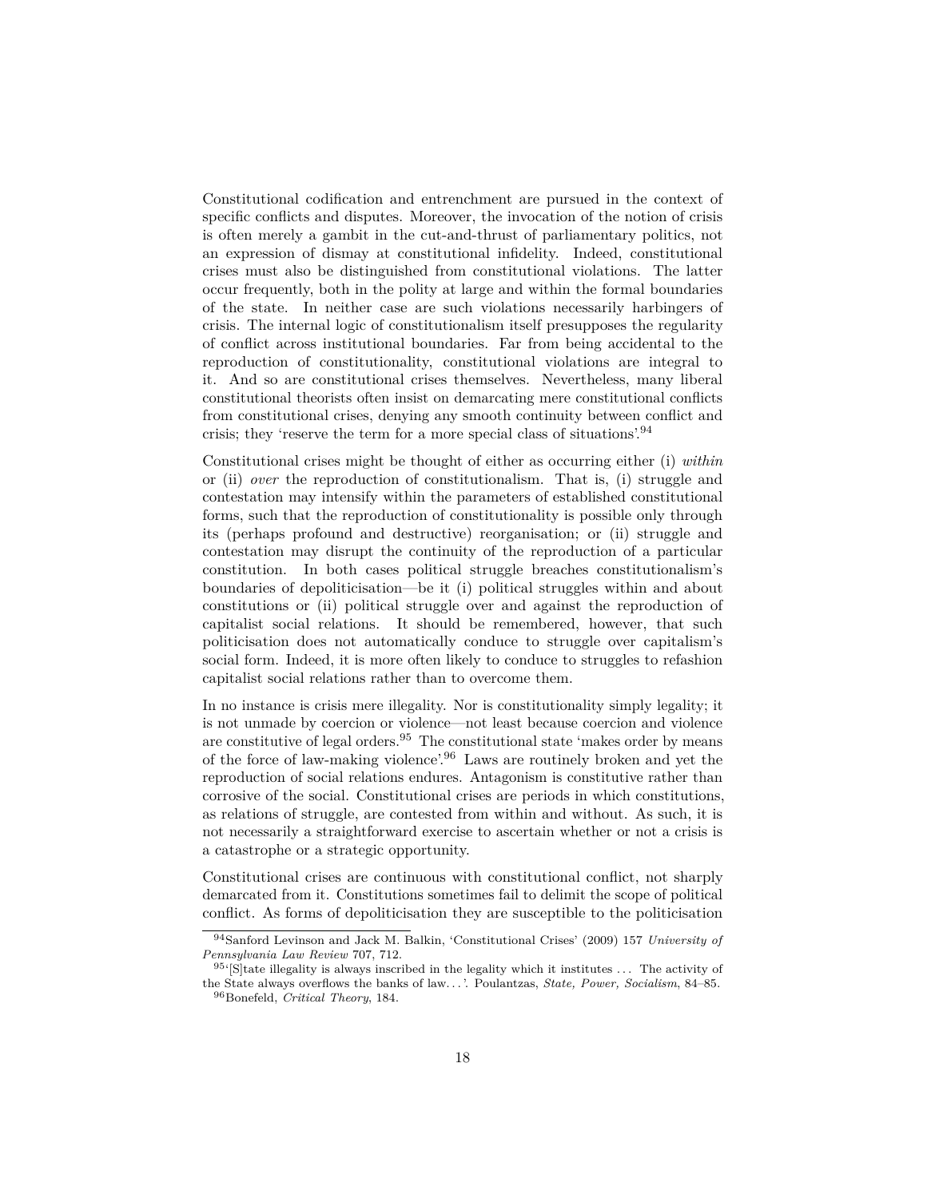Constitutional codification and entrenchment are pursued in the context of specific conflicts and disputes. Moreover, the invocation of the notion of crisis is often merely a gambit in the cut-and-thrust of parliamentary politics, not an expression of dismay at constitutional infidelity. Indeed, constitutional crises must also be distinguished from constitutional violations. The latter occur frequently, both in the polity at large and within the formal boundaries of the state. In neither case are such violations necessarily harbingers of crisis. The internal logic of constitutionalism itself presupposes the regularity of conflict across institutional boundaries. Far from being accidental to the reproduction of constitutionality, constitutional violations are integral to it. And so are constitutional crises themselves. Nevertheless, many liberal constitutional theorists often insist on demarcating mere constitutional conflicts from constitutional crises, denying any smooth continuity between conflict and crisis; they 'reserve the term for a more special class of situations'.[94]

Constitutional crises might be thought of either as occurring either (i) *within* or (ii) *over* the reproduction of constitutionalism. That is, (i) struggle and contestation may intensify within the parameters of established constitutional forms, such that the reproduction of constitutionality is possible only through its (perhaps profound and destructive) reorganisation; or (ii) struggle and contestation may disrupt the continuity of the reproduction of a particular constitution. In both cases political struggle breaches constitutionalism's boundaries of depoliticisation—be it (i) political struggles within and about constitutions or (ii) political struggle over and against the reproduction of capitalist social relations. It should be remembered, however, that such politicisation does not automatically conduce to struggle over capitalism's social form. Indeed, it is more often likely to conduce to struggles to refashion capitalist social relations rather than to overcome them.

In no instance is crisis mere illegality. Nor is constitutionality simply legality; it is not unmade by coercion or violence—not least because coercion and violence are constitutive of legal orders.[95] The constitutional state 'makes order by means of the force of law-making violence'.[96] Laws are routinely broken and yet the reproduction of social relations endures. Antagonism is constitutive rather than corrosive of the social. Constitutional crises are periods in which constitutions, as relations of struggle, are contested from within and without. As such, it is not necessarily a straightforward exercise to ascertain whether or not a crisis is a catastrophe or a strategic opportunity.

Constitutional crises are continuous with constitutional conflict, not sharply demarcated from it. Constitutions sometimes fail to delimit the scope of political conflict. As forms of depoliticisation they are susceptible to the politicisation

[94] Sanford Levinson and Jack M. Balkin, 'Constitutional Crises' (2009) 157 *University of Pennsylvania Law Review* 707, 712.

[95] '[S]tate illegality is always inscribed in the legality which it institutes ... The activity of the State always overflows the banks of law...'. Poulantzas, *State, Power, Socialism*, 84–85.

[96] Bonefeld, *Critical Theory*, 184.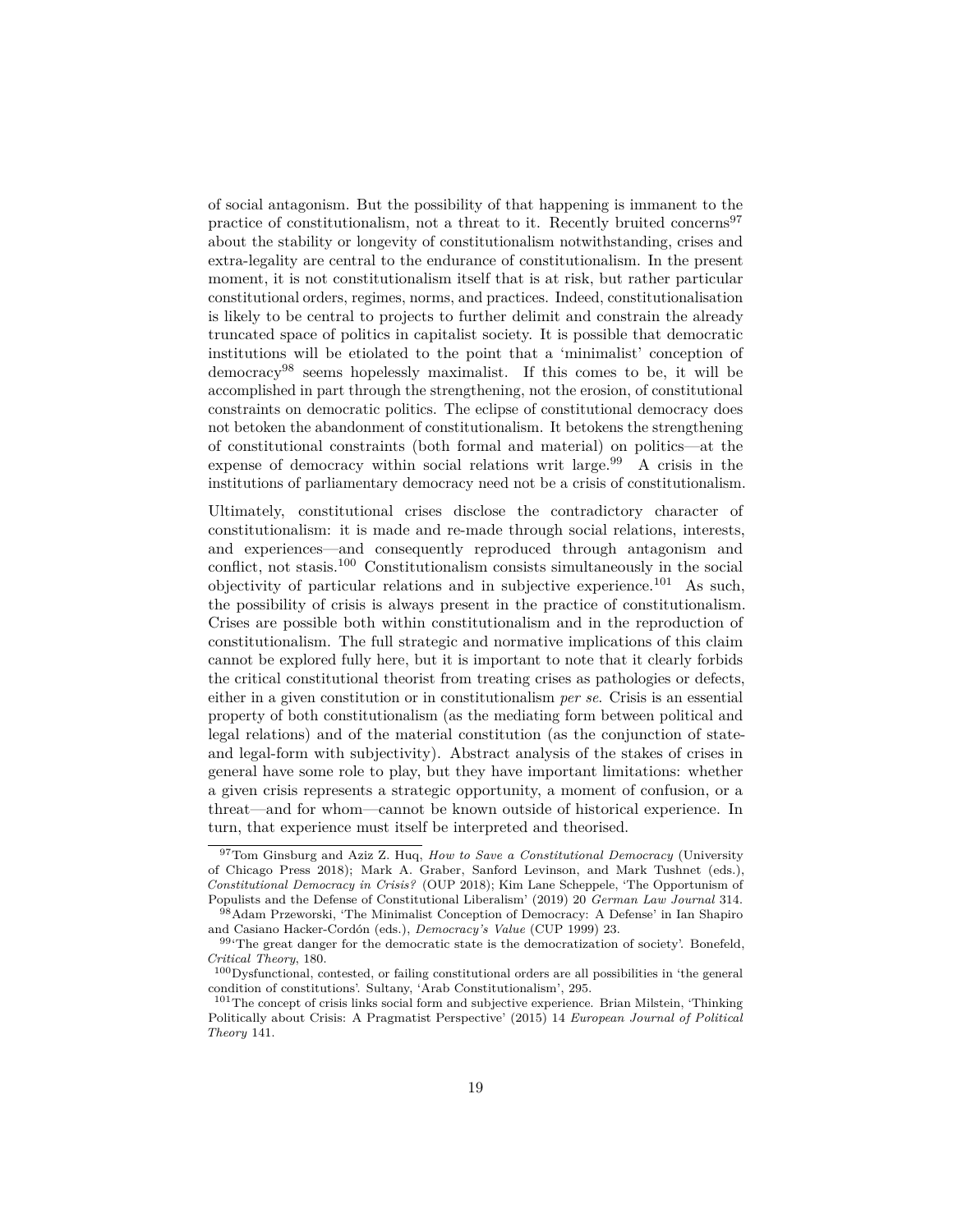of social antagonism. But the possibility of that happening is immanent to the practice of constitutionalism, not a threat to it. Recently bruited concerns[97] about the stability or longevity of constitutionalism notwithstanding, crises and extra-legality are central to the endurance of constitutionalism. In the present moment, it is not constitutionalism itself that is at risk, but rather particular constitutional orders, regimes, norms, and practices. Indeed, constitutionalisation is likely to be central to projects to further delimit and constrain the already truncated space of politics in capitalist society. It is possible that democratic institutions will be etiolated to the point that a 'minimalist' conception of democracy[98] seems hopelessly maximalist. If this comes to be, it will be accomplished in part through the strengthening, not the erosion, of constitutional constraints on democratic politics. The eclipse of constitutional democracy does not betoken the abandonment of constitutionalism. It betokens the strengthening of constitutional constraints (both formal and material) on politics—at the expense of democracy within social relations writ large.[99] A crisis in the institutions of parliamentary democracy need not be a crisis of constitutionalism.

Ultimately, constitutional crises disclose the contradictory character of constitutionalism: it is made and re-made through social relations, interests, and experiences—and consequently reproduced through antagonism and conflict, not stasis.[100] Constitutionalism consists simultaneously in the social objectivity of particular relations and in subjective experience.[101] As such, the possibility of crisis is always present in the practice of constitutionalism. Crises are possible both within constitutionalism and in the reproduction of constitutionalism. The full strategic and normative implications of this claim cannot be explored fully here, but it is important to note that it clearly forbids the critical constitutional theorist from treating crises as pathologies or defects, either in a given constitution or in constitutionalism *per se*. Crisis is an essential property of both constitutionalism (as the mediating form between political and legal relations) and of the material constitution (as the conjunction of state- and legal-form with subjectivity). Abstract analysis of the stakes of crises in general have some role to play, but they have important limitations: whether a given crisis represents a strategic opportunity, a moment of confusion, or a threat—and for whom—cannot be known outside of historical experience. In turn, that experience must itself be interpreted and theorised.

---

[97] Tom Ginsburg and Aziz Z. Huq, *How to Save a Constitutional Democracy* (University of Chicago Press 2018); Mark A. Graber, Sanford Levinson, and Mark Tushnet (eds.), *Constitutional Democracy in Crisis?* (OUP 2018); Kim Lane Scheppele, 'The Opportunism of Populists and the Defense of Constitutional Liberalism' (2019) 20 *German Law Journal* 314.

[98] Adam Przeworski, 'The Minimalist Conception of Democracy: A Defense' in Ian Shapiro and Casiano Hacker-Cordón (eds.), *Democracy's Value* (CUP 1999) 23.

[99] 'The great danger for the democratic state is the democratization of society'. Bonefeld, *Critical Theory*, 180.

[100] Dysfunctional, contested, or failing constitutional orders are all possibilities in 'the general condition of constitutions'. Sultany, 'Arab Constitutionalism', 295.

[101] The concept of crisis links social form and subjective experience. Brian Milstein, 'Thinking Politically about Crisis: A Pragmatist Perspective' (2015) 14 *European Journal of Political Theory* 141.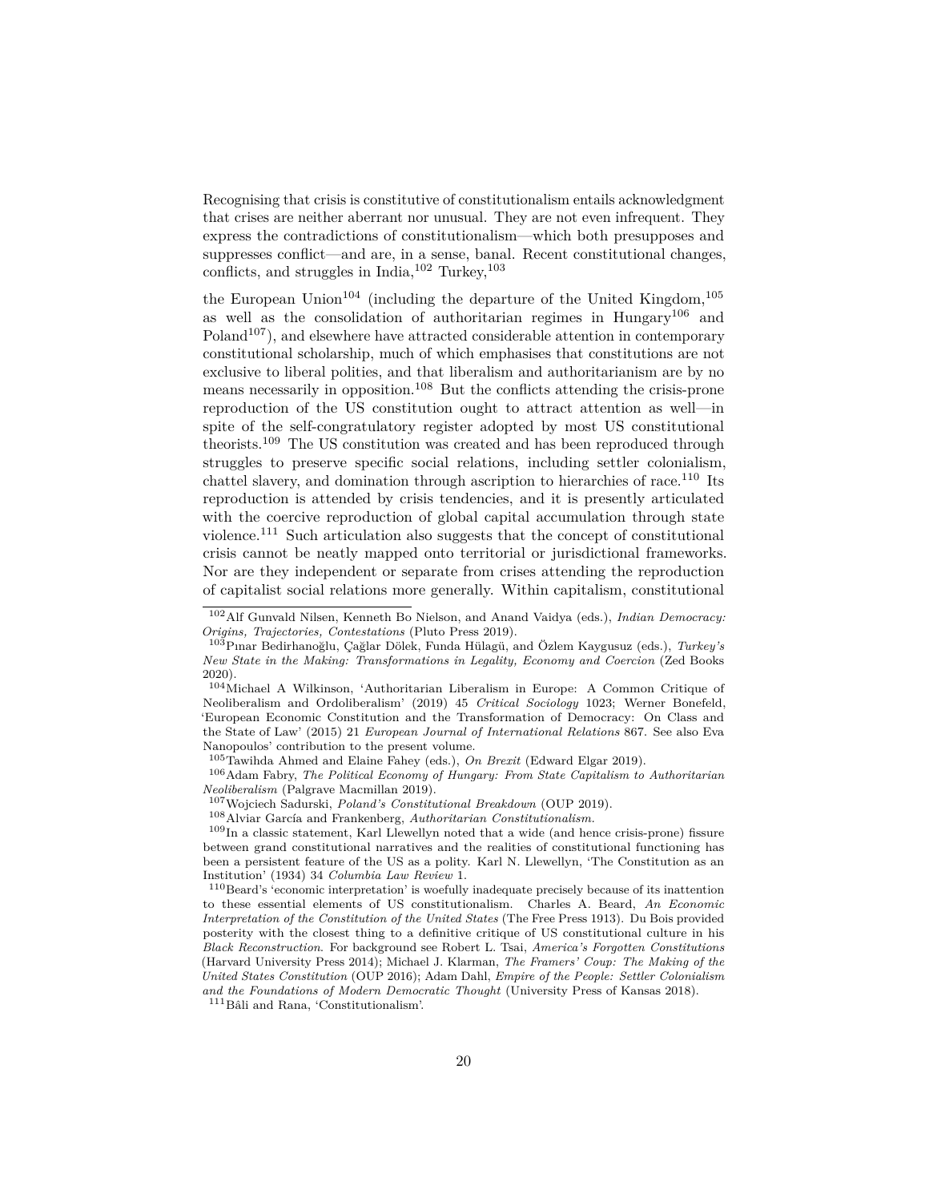Recognising that crisis is constitutive of constitutionalism entails acknowledgment that crises are neither aberrant nor unusual. They are not even infrequent. They express the contradictions of constitutionalism—which both presupposes and suppresses conflict—and are, in a sense, banal. Recent constitutional changes, conflicts, and struggles in India,[102] Turkey,[103] the European Union[104] (including the departure of the United Kingdom,[105] as well as the consolidation of authoritarian regimes in Hungary[106] and Poland[107]), and elsewhere have attracted considerable attention in contemporary constitutional scholarship, much of which emphasises that constitutions are not exclusive to liberal polities, and that liberalism and authoritarianism are by no means necessarily in opposition.[108] But the conflicts attending the crisis-prone reproduction of the US constitution ought to attract attention as well—in spite of the self-congratulatory register adopted by most US constitutional theorists.[109] The US constitution was created and has been reproduced through struggles to preserve specific social relations, including settler colonialism, chattel slavery, and domination through ascription to hierarchies of race.[110] Its reproduction is attended by crisis tendencies, and it is presently articulated with the coercive reproduction of global capital accumulation through state violence.[111] Such articulation also suggests that the concept of constitutional crisis cannot be neatly mapped onto territorial or jurisdictional frameworks. Nor are they independent or separate from crises attending the reproduction of capitalist social relations more generally. Within capitalism, constitutional

---

[102] Alf Gunvald Nilsen, Kenneth Bo Nielson, and Anand Vaidya (eds.), *Indian Democracy: Origins, Trajectories, Contestations* (Pluto Press 2019).

[103] Pınar Bedirhanoğlu, Çağlar Dölek, Funda Hülagü, and Özlem Kaygusuz (eds.), *Turkey's New State in the Making: Transformations in Legality, Economy and Coercion* (Zed Books 2020).

[104] Michael A Wilkinson, 'Authoritarian Liberalism in Europe: A Common Critique of Neoliberalism and Ordoliberalism' (2019) 45 *Critical Sociology* 1023; Werner Bonefeld, 'European Economic Constitution and the Transformation of Democracy: On Class and the State of Law' (2015) 21 *European Journal of International Relations* 867. See also Eva Nanopoulos' contribution to the present volume.

[105] Tawihda Ahmed and Elaine Fahey (eds.), *On Brexit* (Edward Elgar 2019).

[106] Adam Fabry, *The Political Economy of Hungary: From State Capitalism to Authoritarian Neoliberalism* (Palgrave Macmillan 2019).

[107] Wojciech Sadurski, *Poland's Constitutional Breakdown* (OUP 2019).

[108] Alviar García and Frankenberg, *Authoritarian Constitutionalism*.

[109] In a classic statement, Karl Llewellyn noted that a wide (and hence crisis-prone) fissure between grand constitutional narratives and the realities of constitutional functioning has been a persistent feature of the US as a polity. Karl N. Llewellyn, 'The Constitution as an Institution' (1934) 34 *Columbia Law Review* 1.

[110] Beard's 'economic interpretation' is woefully inadequate precisely because of its inattention to these essential elements of US constitutionalism. Charles A. Beard, *An Economic Interpretation of the Constitution of the United States* (The Free Press 1913). Du Bois provided posterity with the closest thing to a definitive critique of US constitutional culture in his *Black Reconstruction*. For background see Robert L. Tsai, *America's Forgotten Constitutions* (Harvard University Press 2014); Michael J. Klarman, *The Framers' Coup: The Making of the United States Constitution* (OUP 2016); Adam Dahl, *Empire of the People: Settler Colonialism and the Foundations of Modern Democratic Thought* (University Press of Kansas 2018).

[111] Bâli and Rana, 'Constitutionalism'.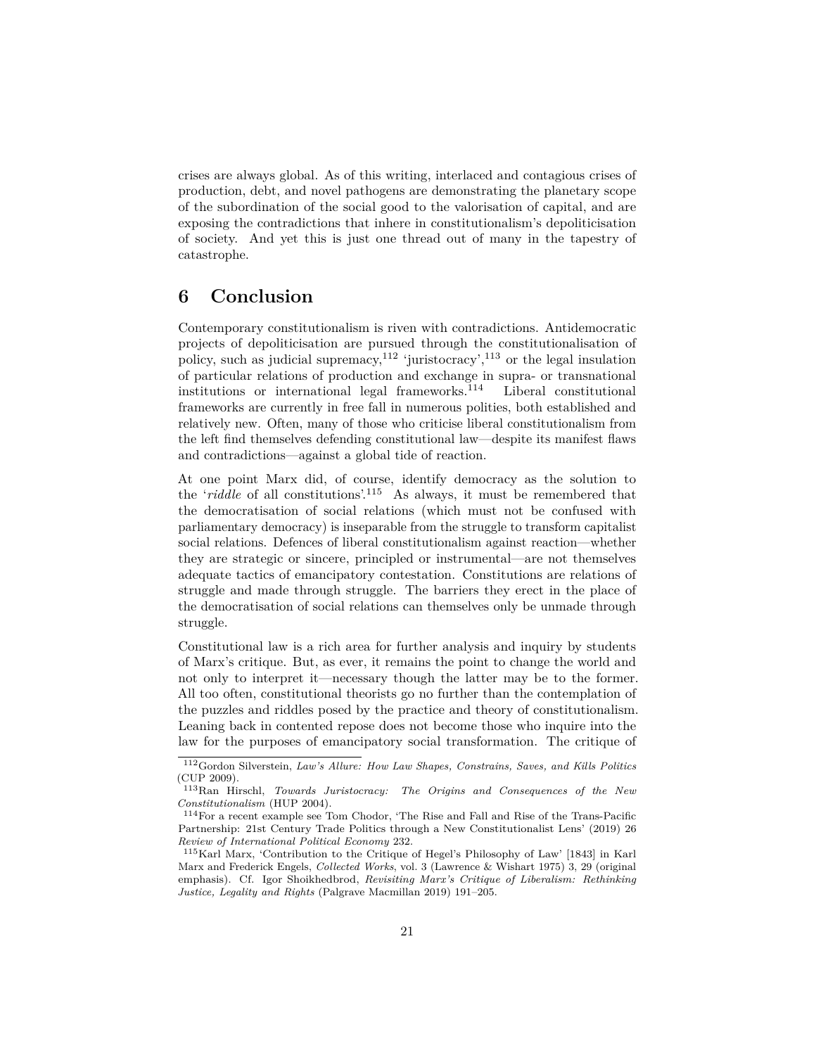crises are always global. As of this writing, interlaced and contagious crises of production, debt, and novel pathogens are demonstrating the planetary scope of the subordination of the social good to the valorisation of capital, and are exposing the contradictions that inhere in constitutionalism's depoliticisation of society. And yet this is just one thread out of many in the tapestry of catastrophe.

## 6 Conclusion

Contemporary constitutionalism is riven with contradictions. Antidemocratic projects of depoliticisation are pursued through the constitutionalisation of policy, such as judicial supremacy,[112] 'juristocracy',[113] or the legal insulation of particular relations of production and exchange in supra- or transnational institutions or international legal frameworks.[114] Liberal constitutional frameworks are currently in free fall in numerous polities, both established and relatively new. Often, many of those who criticise liberal constitutionalism from the left find themselves defending constitutional law—despite its manifest flaws and contradictions—against a global tide of reaction.

At one point Marx did, of course, identify democracy as the solution to the '*riddle* of all constitutions'.[115] As always, it must be remembered that the democratisation of social relations (which must not be confused with parliamentary democracy) is inseparable from the struggle to transform capitalist social relations. Defences of liberal constitutionalism against reaction—whether they are strategic or sincere, principled or instrumental—are not themselves adequate tactics of emancipatory contestation. Constitutions are relations of struggle and made through struggle. The barriers they erect in the place of the democratisation of social relations can themselves only be unmade through struggle.

Constitutional law is a rich area for further analysis and inquiry by students of Marx's critique. But, as ever, it remains the point to change the world and not only to interpret it—necessary though the latter may be to the former. All too often, constitutional theorists go no further than the contemplation of the puzzles and riddles posed by the practice and theory of constitutionalism. Leaning back in contented repose does not become those who inquire into the law for the purposes of emancipatory social transformation. The critique of

---

[112] Gordon Silverstein, *Law's Allure: How Law Shapes, Constrains, Saves, and Kills Politics* (CUP 2009).

[113] Ran Hirschl, *Towards Juristocracy: The Origins and Consequences of the New Constitutionalism* (HUP 2004).

[114] For a recent example see Tom Chodor, 'The Rise and Fall and Rise of the Trans-Pacific Partnership: 21st Century Trade Politics through a New Constitutionalist Lens' (2019) 26 *Review of International Political Economy* 232.

[115] Karl Marx, 'Contribution to the Critique of Hegel's Philosophy of Law' [1843] in Karl Marx and Frederick Engels, *Collected Works*, vol. 3 (Lawrence & Wishart 1975) 3, 29 (original emphasis). Cf. Igor Shoikhedbrod, *Revisiting Marx's Critique of Liberalism: Rethinking Justice, Legality and Rights* (Palgrave Macmillan 2019) 191–205.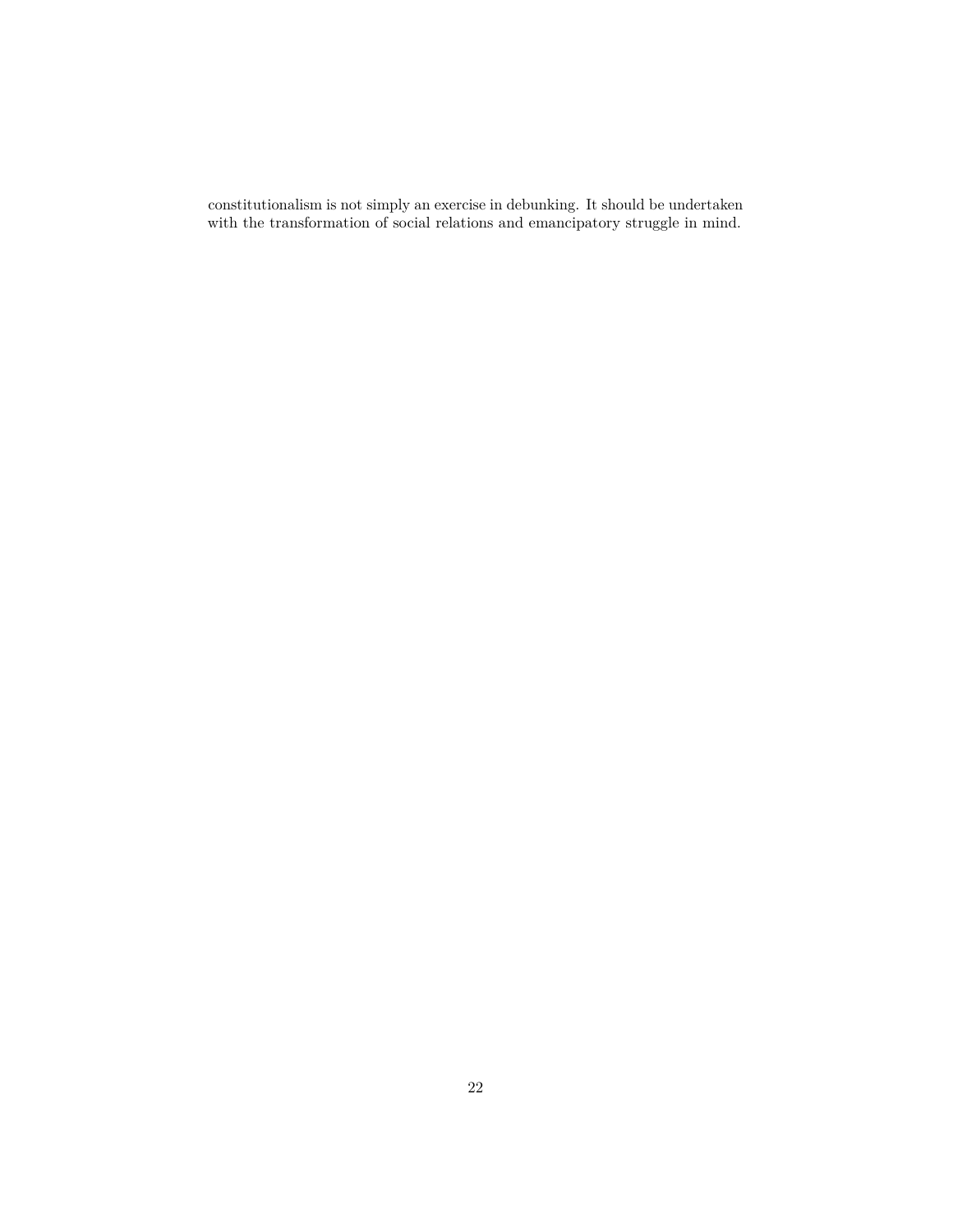constitutionalism is not simply an exercise in debunking. It should be undertaken with the transformation of social relations and emancipatory struggle in mind.